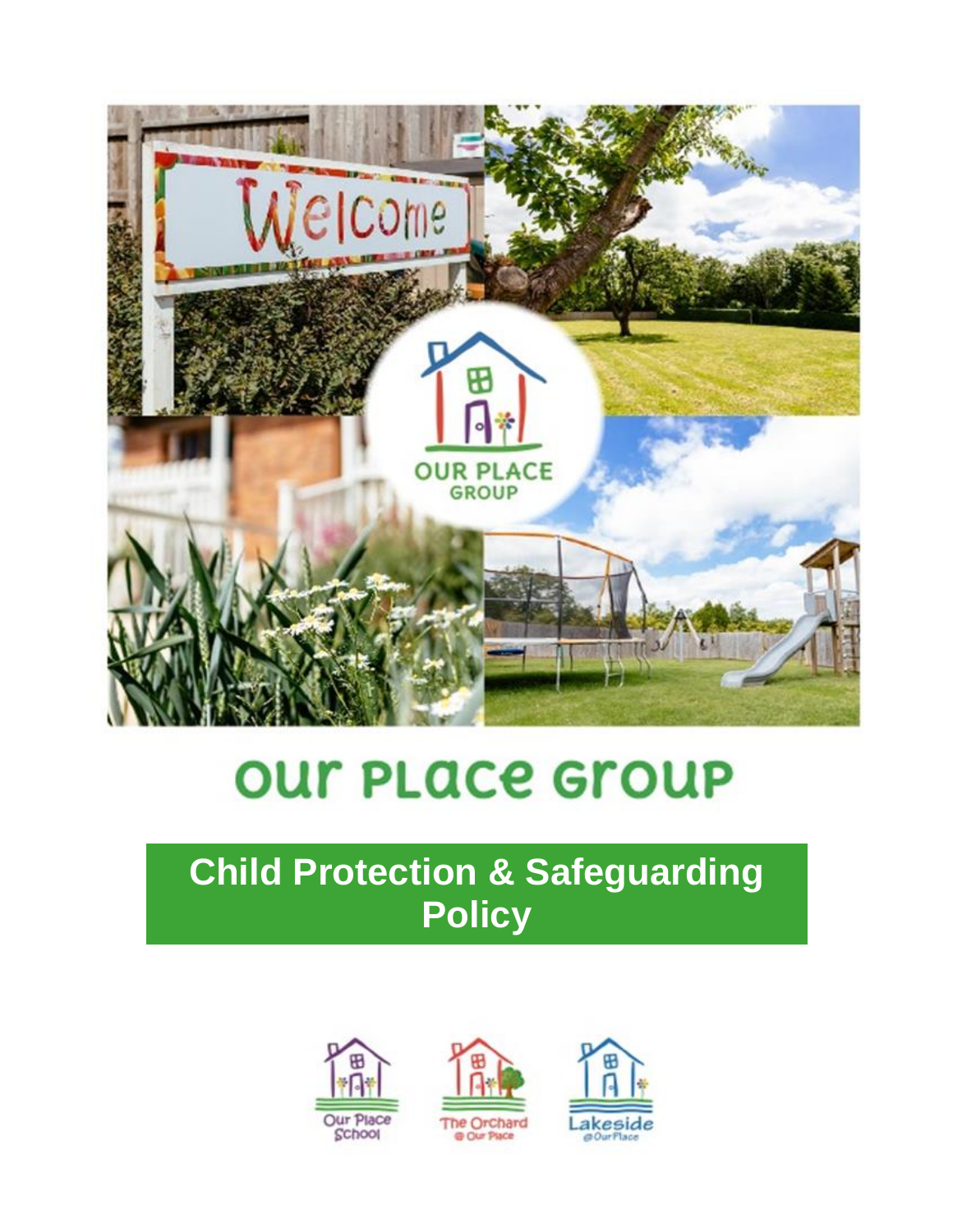# Our Place Group

## Child Protection & Safeguarding Policy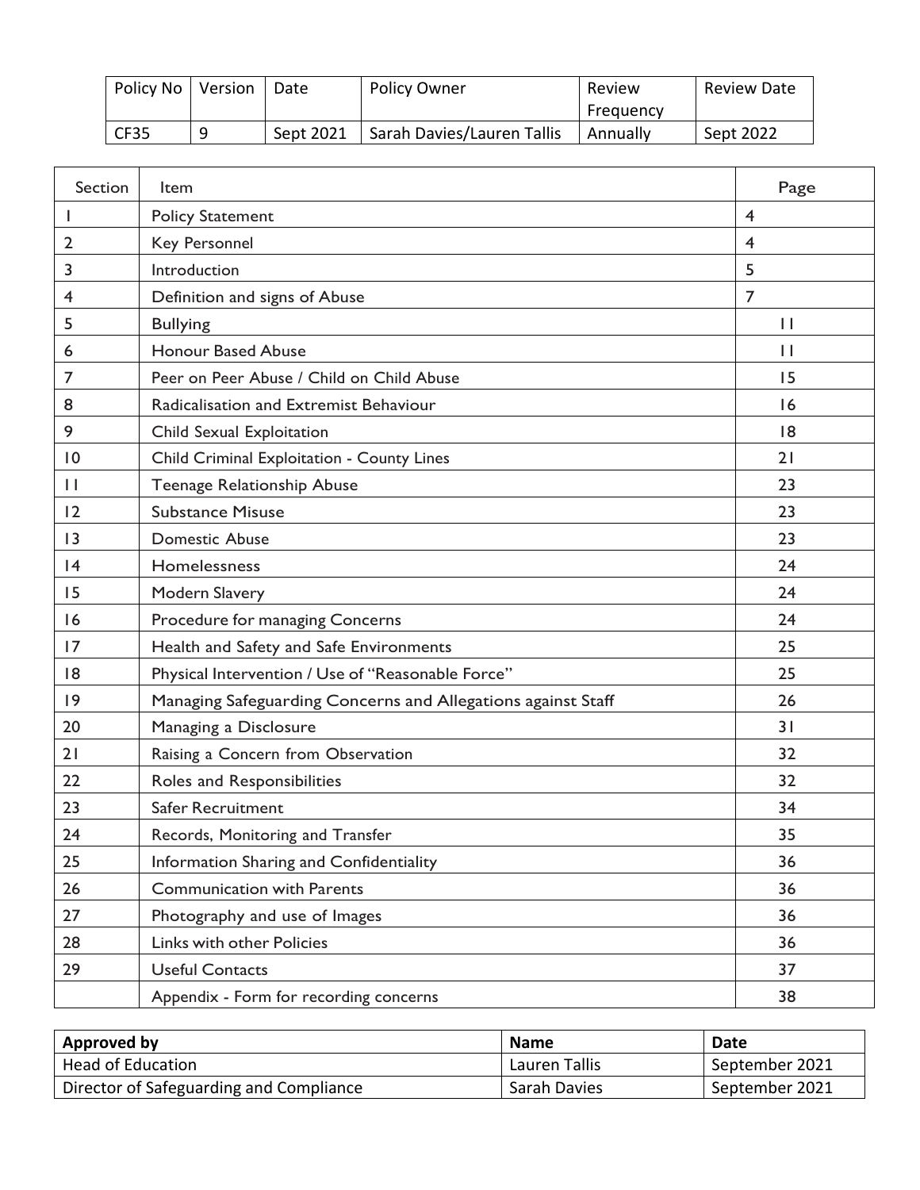| Policy No | Version | Date | Policy Owner | Review Frequency | Review Date |
| --- | --- | --- | --- | --- | --- |
| CF35 | 9 | Sept 2021 | Sarah Davies/Lauren Tallis | Annually | Sept 2022 |

| Section | Item | Page |
| --- | --- | --- |
| 1 | Policy Statement | 4 |
| 2 | Key Personnel | 4 |
| 3 | Introduction | 5 |
| 4 | Definition and signs of Abuse | 7 |
| 5 | Bullying | 11 |
| 6 | Honour Based Abuse | 11 |
| 7 | Peer on Peer Abuse / Child on Child Abuse | 15 |
| 8 | Radicalisation and Extremist Behaviour | 16 |
| 9 | Child Sexual Exploitation | 18 |
| 10 | Child Criminal Exploitation - County Lines | 21 |
| 11 | Teenage Relationship Abuse | 23 |
| 12 | Substance Misuse | 23 |
| 13 | Domestic Abuse | 23 |
| 14 | Homelessness | 24 |
| 15 | Modern Slavery | 24 |
| 16 | Procedure for managing Concerns | 24 |
| 17 | Health and Safety and Safe Environments | 25 |
| 18 | Physical Intervention / Use of "Reasonable Force" | 25 |
| 19 | Managing Safeguarding Concerns and Allegations against Staff | 26 |
| 20 | Managing a Disclosure | 31 |
| 21 | Raising a Concern from Observation | 32 |
| 22 | Roles and Responsibilities | 32 |
| 23 | Safer Recruitment | 34 |
| 24 | Records, Monitoring and Transfer | 35 |
| 25 | Information Sharing and Confidentiality | 36 |
| 26 | Communication with Parents | 36 |
| 27 | Photography and use of Images | 36 |
| 28 | Links with other Policies | 36 |
| 29 | Useful Contacts | 37 |
| | Appendix - Form for recording concerns | 38 |

| **Approved by** | **Name** | **Date** |
| --- | --- | --- |
| Head of Education | Lauren Tallis | September 2021 |
| Director of Safeguarding and Compliance | Sarah Davies | September 2021 |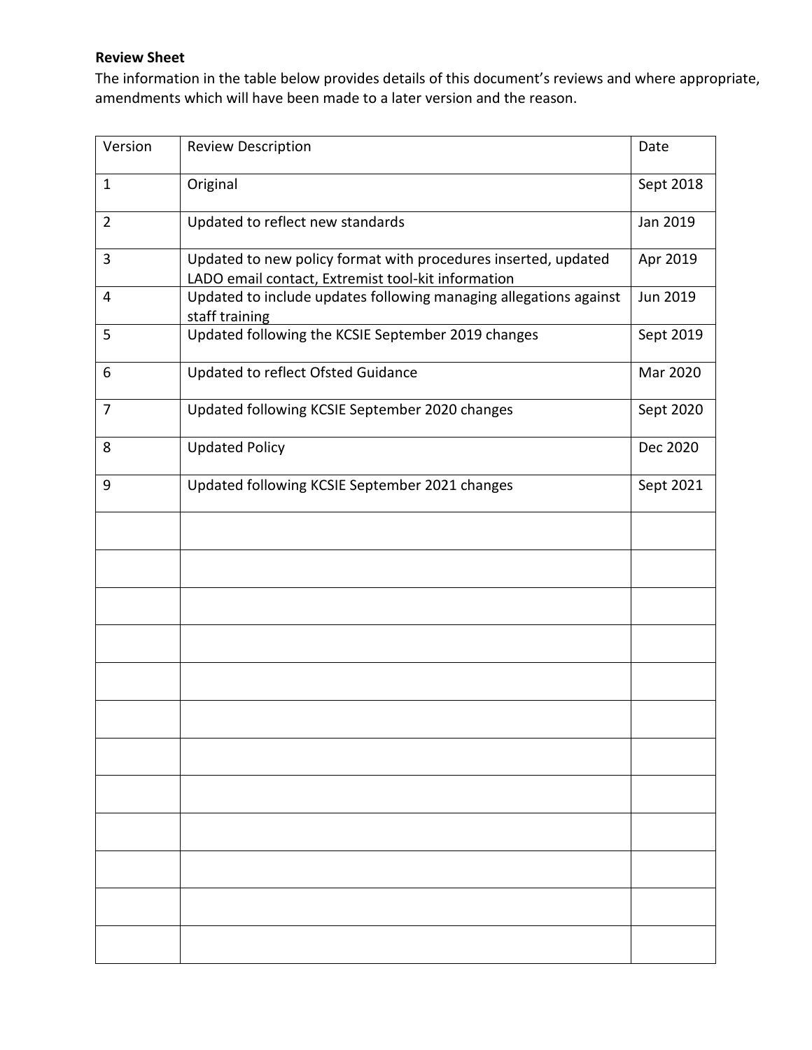**Review Sheet**

The information in the table below provides details of this document's reviews and where appropriate, amendments which will have been made to a later version and the reason.

| Version | Review Description | Date |
|---|---|---|
| 1 | Original | Sept 2018 |
| 2 | Updated to reflect new standards | Jan 2019 |
| 3 | Updated to new policy format with procedures inserted, updated LADO email contact, Extremist tool-kit information | Apr 2019 |
| 4 | Updated to include updates following managing allegations against staff training | Jun 2019 |
| 5 | Updated following the KCSIE September 2019 changes | Sept 2019 |
| 6 | Updated to reflect Ofsted Guidance | Mar 2020 |
| 7 | Updated following KCSIE September 2020 changes | Sept 2020 |
| 8 | Updated Policy | Dec 2020 |
| 9 | Updated following KCSIE September 2021 changes | Sept 2021 |
| | | |
| | | |
| | | |
| | | |
| | | |
| | | |
| | | |
| | | |
| | | |
| | | |
| | | |
| | | |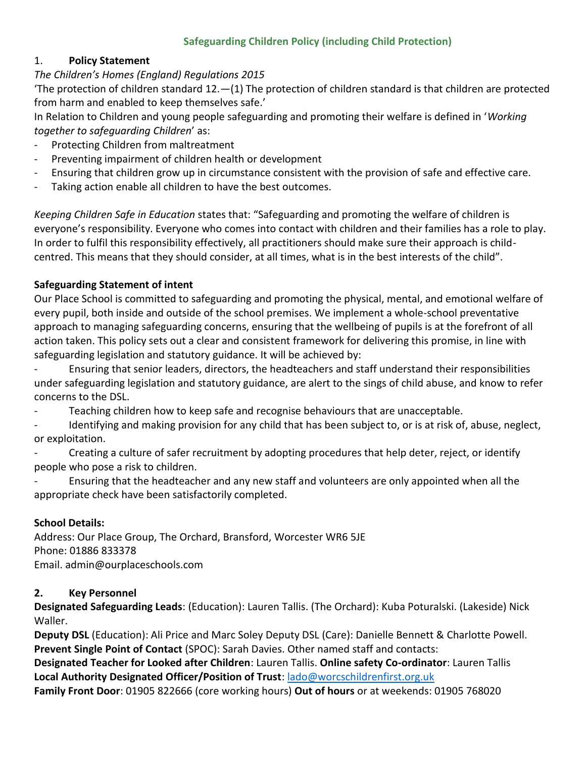## Safeguarding Children Policy (including Child Protection)

### 1. Policy Statement

*The Children's Homes (England) Regulations 2015*

'The protection of children standard 12.—(1) The protection of children standard is that children are protected from harm and enabled to keep themselves safe.'

In Relation to Children and young people safeguarding and promoting their welfare is defined in '*Working together to safeguarding Children*' as:

- Protecting Children from maltreatment
- Preventing impairment of children health or development
- Ensuring that children grow up in circumstance consistent with the provision of safe and effective care.
- Taking action enable all children to have the best outcomes.

*Keeping Children Safe in Education* states that: "Safeguarding and promoting the welfare of children is everyone's responsibility. Everyone who comes into contact with children and their families has a role to play. In order to fulfil this responsibility effectively, all practitioners should make sure their approach is child-centred. This means that they should consider, at all times, what is in the best interests of the child".

**Safeguarding Statement of intent**

Our Place School is committed to safeguarding and promoting the physical, mental, and emotional welfare of every pupil, both inside and outside of the school premises. We implement a whole-school preventative approach to managing safeguarding concerns, ensuring that the wellbeing of pupils is at the forefront of all action taken. This policy sets out a clear and consistent framework for delivering this promise, in line with safeguarding legislation and statutory guidance. It will be achieved by:

- Ensuring that senior leaders, directors, the headteachers and staff understand their responsibilities under safeguarding legislation and statutory guidance, are alert to the sings of child abuse, and know to refer concerns to the DSL.
- Teaching children how to keep safe and recognise behaviours that are unacceptable.
- Identifying and making provision for any child that has been subject to, or is at risk of, abuse, neglect, or exploitation.
- Creating a culture of safer recruitment by adopting procedures that help deter, reject, or identify people who pose a risk to children.
- Ensuring that the headteacher and any new staff and volunteers are only appointed when all the appropriate check have been satisfactorily completed.

**School Details:**

Address: Our Place Group, The Orchard, Bransford, Worcester WR6 5JE
Phone: 01886 833378
Email. admin@ourplaceschools.com

### 2. Key Personnel

**Designated Safeguarding Leads**: (Education): Lauren Tallis. (The Orchard): Kuba Poturalski. (Lakeside) Nick Waller.

**Deputy DSL** (Education): Ali Price and Marc Soley Deputy DSL (Care): Danielle Bennett & Charlotte Powell.

**Prevent Single Point of Contact** (SPOC): Sarah Davies. Other named staff and contacts:

**Designated Teacher for Looked after Children**: Lauren Tallis. **Online safety Co-ordinator**: Lauren Tallis

**Local Authority Designated Officer/Position of Trust**: lado@worcschildrenfirst.org.uk

**Family Front Door**: 01905 822666 (core working hours) **Out of hours** or at weekends: 01905 768020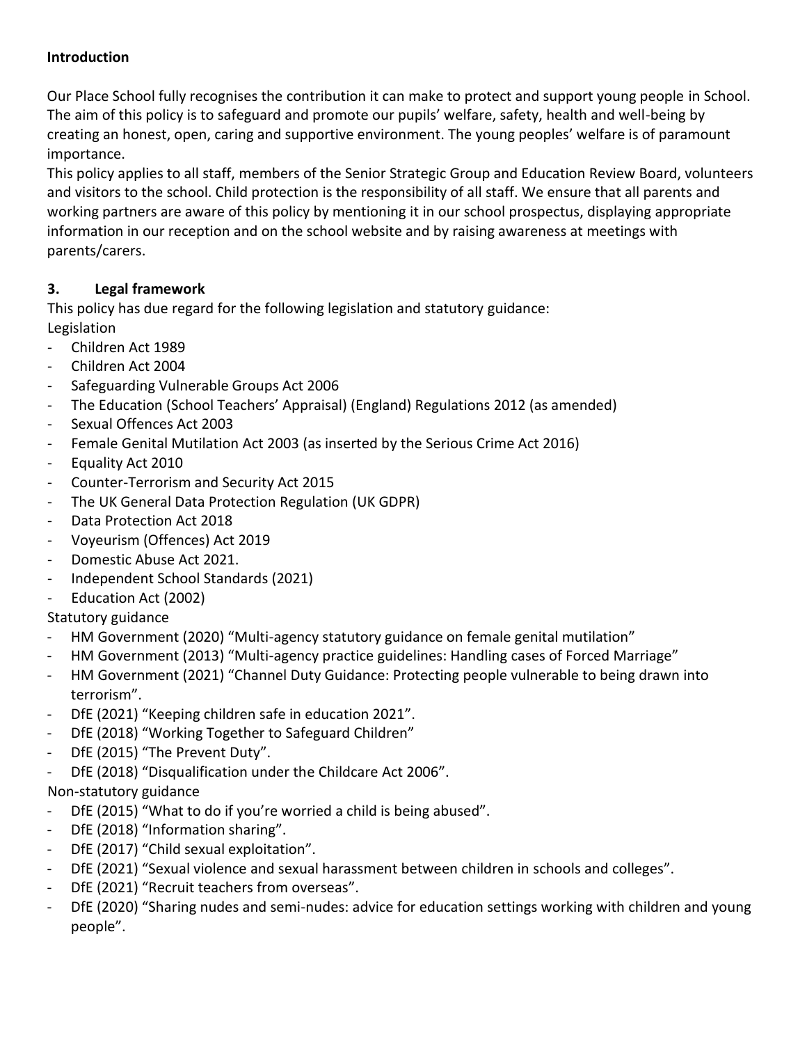**Introduction**

Our Place School fully recognises the contribution it can make to protect and support young people in School. The aim of this policy is to safeguard and promote our pupils' welfare, safety, health and well-being by creating an honest, open, caring and supportive environment. The young peoples' welfare is of paramount importance.

This policy applies to all staff, members of the Senior Strategic Group and Education Review Board, volunteers and visitors to the school. Child protection is the responsibility of all staff. We ensure that all parents and working partners are aware of this policy by mentioning it in our school prospectus, displaying appropriate information in our reception and on the school website and by raising awareness at meetings with parents/carers.

**3. Legal framework**

This policy has due regard for the following legislation and statutory guidance:

Legislation

- Children Act 1989
- Children Act 2004
- Safeguarding Vulnerable Groups Act 2006
- The Education (School Teachers' Appraisal) (England) Regulations 2012 (as amended)
- Sexual Offences Act 2003
- Female Genital Mutilation Act 2003 (as inserted by the Serious Crime Act 2016)
- Equality Act 2010
- Counter-Terrorism and Security Act 2015
- The UK General Data Protection Regulation (UK GDPR)
- Data Protection Act 2018
- Voyeurism (Offences) Act 2019
- Domestic Abuse Act 2021.
- Independent School Standards (2021)
- Education Act (2002)

Statutory guidance

- HM Government (2020) "Multi-agency statutory guidance on female genital mutilation"
- HM Government (2013) "Multi-agency practice guidelines: Handling cases of Forced Marriage"
- HM Government (2021) "Channel Duty Guidance: Protecting people vulnerable to being drawn into terrorism".
- DfE (2021) "Keeping children safe in education 2021".
- DfE (2018) "Working Together to Safeguard Children"
- DfE (2015) "The Prevent Duty".
- DfE (2018) "Disqualification under the Childcare Act 2006".

Non-statutory guidance

- DfE (2015) "What to do if you're worried a child is being abused".
- DfE (2018) "Information sharing".
- DfE (2017) "Child sexual exploitation".
- DfE (2021) "Sexual violence and sexual harassment between children in schools and colleges".
- DfE (2021) "Recruit teachers from overseas".
- DfE (2020) "Sharing nudes and semi-nudes: advice for education settings working with children and young people".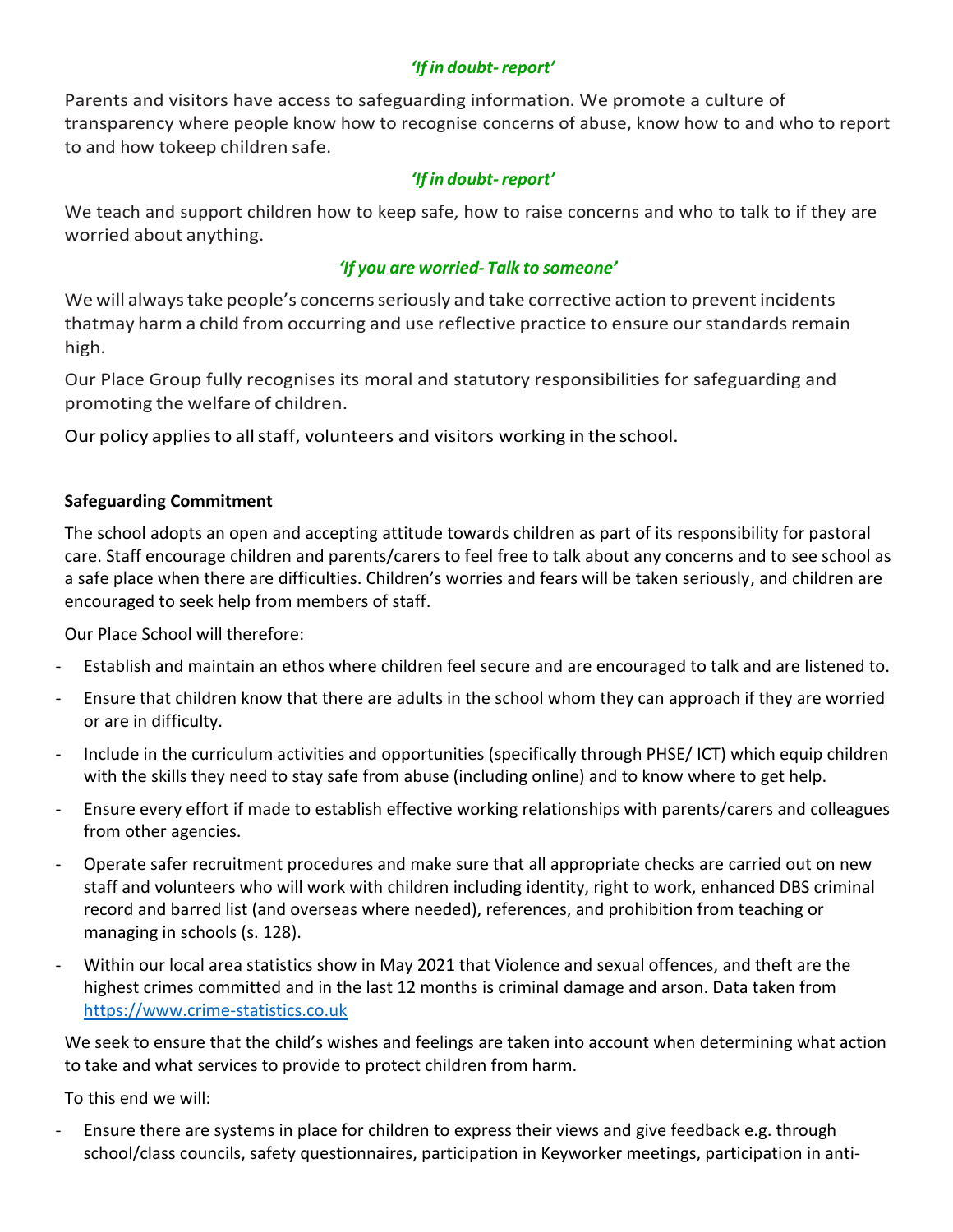***'If in doubt- report'***

Parents and visitors have access to safeguarding information. We promote a culture of transparency where people know how to recognise concerns of abuse, know how to and who to report to and how tokeep children safe.

***'If in doubt- report'***

We teach and support children how to keep safe, how to raise concerns and who to talk to if they are worried about anything.

***'If you are worried- Talk to someone'***

We will always take people's concerns seriously and take corrective action to prevent incidents thatmay harm a child from occurring and use reflective practice to ensure our standards remain high.

Our Place Group fully recognises its moral and statutory responsibilities for safeguarding and promoting the welfare of children.

Our policy applies to all staff, volunteers and visitors working in the school.

**Safeguarding Commitment**

The school adopts an open and accepting attitude towards children as part of its responsibility for pastoral care. Staff encourage children and parents/carers to feel free to talk about any concerns and to see school as a safe place when there are difficulties. Children's worries and fears will be taken seriously, and children are encouraged to seek help from members of staff.

Our Place School will therefore:

- Establish and maintain an ethos where children feel secure and are encouraged to talk and are listened to.
- Ensure that children know that there are adults in the school whom they can approach if they are worried or are in difficulty.
- Include in the curriculum activities and opportunities (specifically through PHSE/ ICT) which equip children with the skills they need to stay safe from abuse (including online) and to know where to get help.
- Ensure every effort if made to establish effective working relationships with parents/carers and colleagues from other agencies.
- Operate safer recruitment procedures and make sure that all appropriate checks are carried out on new staff and volunteers who will work with children including identity, right to work, enhanced DBS criminal record and barred list (and overseas where needed), references, and prohibition from teaching or managing in schools (s. 128).
- Within our local area statistics show in May 2021 that Violence and sexual offences, and theft are the highest crimes committed and in the last 12 months is criminal damage and arson. Data taken from https://www.crime-statistics.co.uk

We seek to ensure that the child's wishes and feelings are taken into account when determining what action to take and what services to provide to protect children from harm.

To this end we will:

- Ensure there are systems in place for children to express their views and give feedback e.g. through school/class councils, safety questionnaires, participation in Keyworker meetings, participation in anti-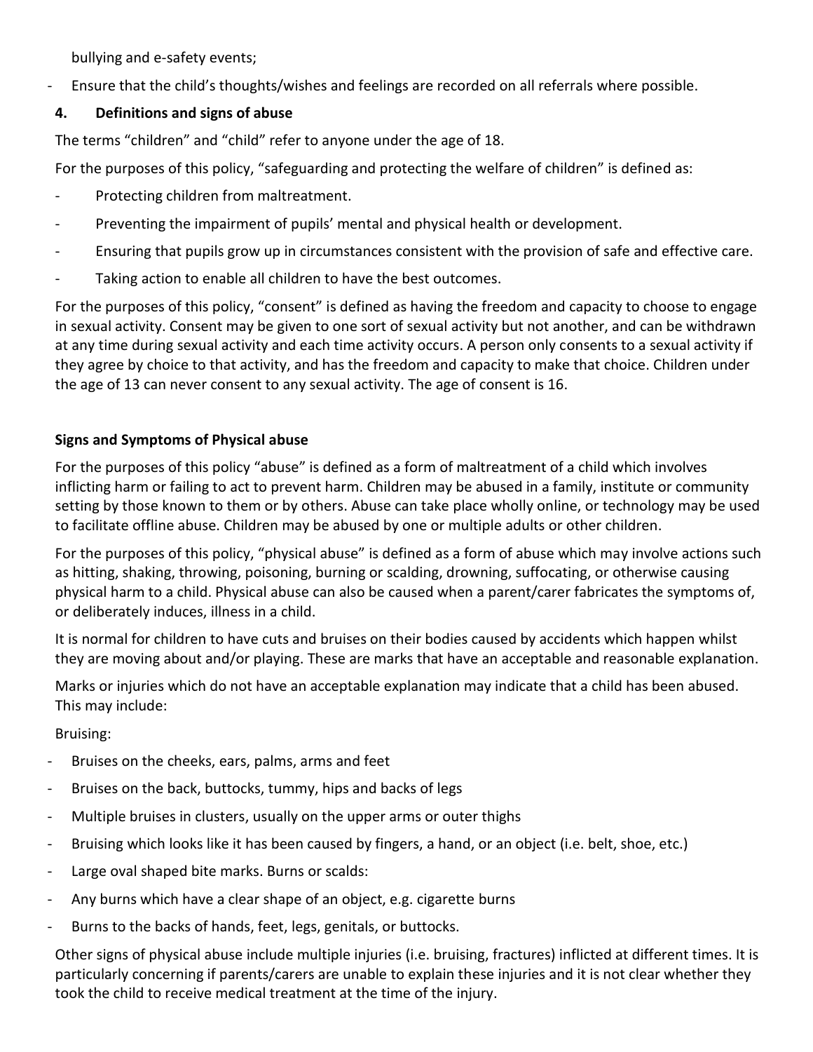bullying and e-safety events;

- Ensure that the child's thoughts/wishes and feelings are recorded on all referrals where possible.

## 4. Definitions and signs of abuse

The terms "children" and "child" refer to anyone under the age of 18.

For the purposes of this policy, "safeguarding and protecting the welfare of children" is defined as:

- Protecting children from maltreatment.
- Preventing the impairment of pupils' mental and physical health or development.
- Ensuring that pupils grow up in circumstances consistent with the provision of safe and effective care.
- Taking action to enable all children to have the best outcomes.

For the purposes of this policy, "consent" is defined as having the freedom and capacity to choose to engage in sexual activity. Consent may be given to one sort of sexual activity but not another, and can be withdrawn at any time during sexual activity and each time activity occurs. A person only consents to a sexual activity if they agree by choice to that activity, and has the freedom and capacity to make that choice. Children under the age of 13 can never consent to any sexual activity. The age of consent is 16.

### Signs and Symptoms of Physical abuse

For the purposes of this policy "abuse" is defined as a form of maltreatment of a child which involves inflicting harm or failing to act to prevent harm. Children may be abused in a family, institute or community setting by those known to them or by others. Abuse can take place wholly online, or technology may be used to facilitate offline abuse. Children may be abused by one or multiple adults or other children.

For the purposes of this policy, "physical abuse" is defined as a form of abuse which may involve actions such as hitting, shaking, throwing, poisoning, burning or scalding, drowning, suffocating, or otherwise causing physical harm to a child. Physical abuse can also be caused when a parent/carer fabricates the symptoms of, or deliberately induces, illness in a child.

It is normal for children to have cuts and bruises on their bodies caused by accidents which happen whilst they are moving about and/or playing. These are marks that have an acceptable and reasonable explanation.

Marks or injuries which do not have an acceptable explanation may indicate that a child has been abused. This may include:

Bruising:

- Bruises on the cheeks, ears, palms, arms and feet
- Bruises on the back, buttocks, tummy, hips and backs of legs
- Multiple bruises in clusters, usually on the upper arms or outer thighs
- Bruising which looks like it has been caused by fingers, a hand, or an object (i.e. belt, shoe, etc.)
- Large oval shaped bite marks. Burns or scalds:
- Any burns which have a clear shape of an object, e.g. cigarette burns
- Burns to the backs of hands, feet, legs, genitals, or buttocks.

Other signs of physical abuse include multiple injuries (i.e. bruising, fractures) inflicted at different times. It is particularly concerning if parents/carers are unable to explain these injuries and it is not clear whether they took the child to receive medical treatment at the time of the injury.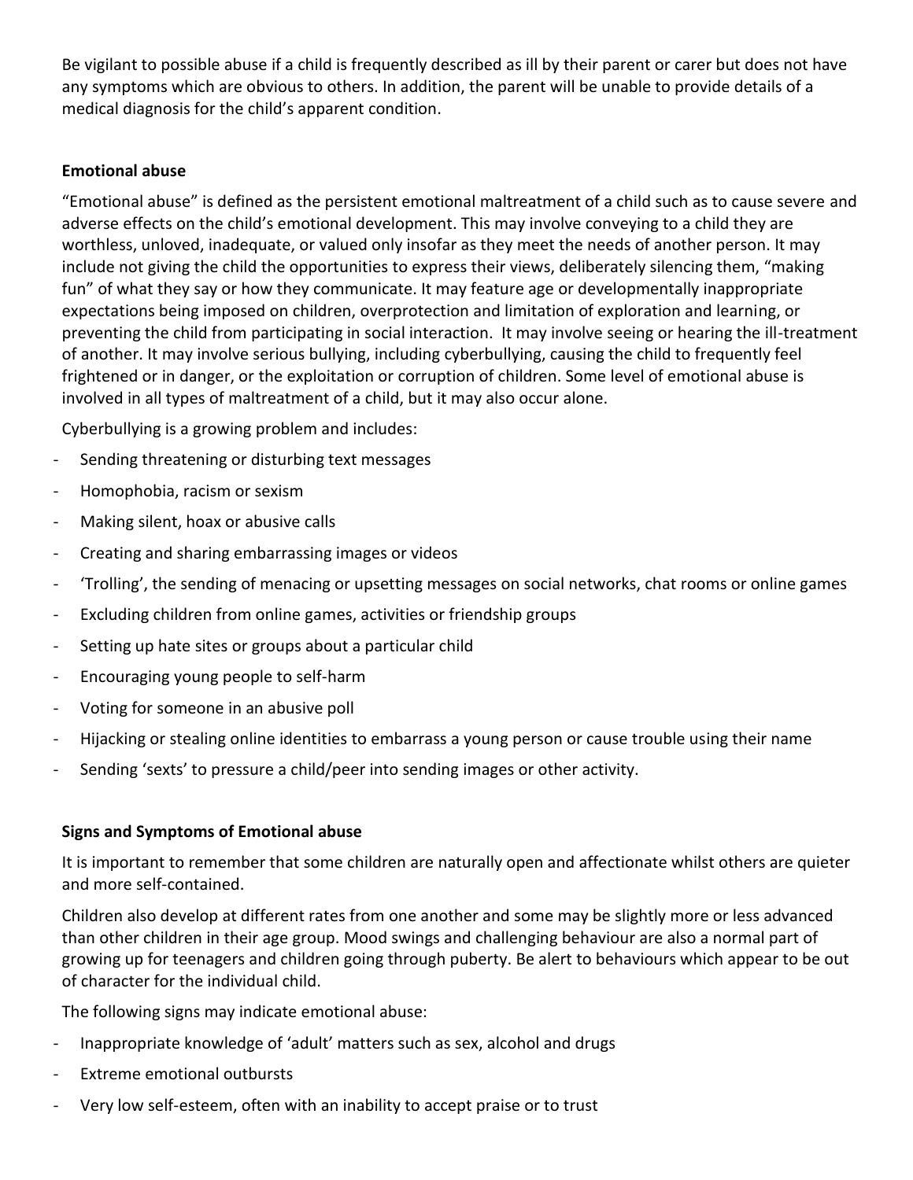Be vigilant to possible abuse if a child is frequently described as ill by their parent or carer but does not have any symptoms which are obvious to others. In addition, the parent will be unable to provide details of a medical diagnosis for the child's apparent condition.

**Emotional abuse**

"Emotional abuse" is defined as the persistent emotional maltreatment of a child such as to cause severe and adverse effects on the child's emotional development. This may involve conveying to a child they are worthless, unloved, inadequate, or valued only insofar as they meet the needs of another person. It may include not giving the child the opportunities to express their views, deliberately silencing them, "making fun" of what they say or how they communicate. It may feature age or developmentally inappropriate expectations being imposed on children, overprotection and limitation of exploration and learning, or preventing the child from participating in social interaction. It may involve seeing or hearing the ill-treatment of another. It may involve serious bullying, including cyberbullying, causing the child to frequently feel frightened or in danger, or the exploitation or corruption of children. Some level of emotional abuse is involved in all types of maltreatment of a child, but it may also occur alone.

Cyberbullying is a growing problem and includes:

- Sending threatening or disturbing text messages
- Homophobia, racism or sexism
- Making silent, hoax or abusive calls
- Creating and sharing embarrassing images or videos
- 'Trolling', the sending of menacing or upsetting messages on social networks, chat rooms or online games
- Excluding children from online games, activities or friendship groups
- Setting up hate sites or groups about a particular child
- Encouraging young people to self-harm
- Voting for someone in an abusive poll
- Hijacking or stealing online identities to embarrass a young person or cause trouble using their name
- Sending 'sexts' to pressure a child/peer into sending images or other activity.

**Signs and Symptoms of Emotional abuse**

It is important to remember that some children are naturally open and affectionate whilst others are quieter and more self-contained.

Children also develop at different rates from one another and some may be slightly more or less advanced than other children in their age group. Mood swings and challenging behaviour are also a normal part of growing up for teenagers and children going through puberty. Be alert to behaviours which appear to be out of character for the individual child.

The following signs may indicate emotional abuse:

- Inappropriate knowledge of 'adult' matters such as sex, alcohol and drugs
- Extreme emotional outbursts
- Very low self-esteem, often with an inability to accept praise or to trust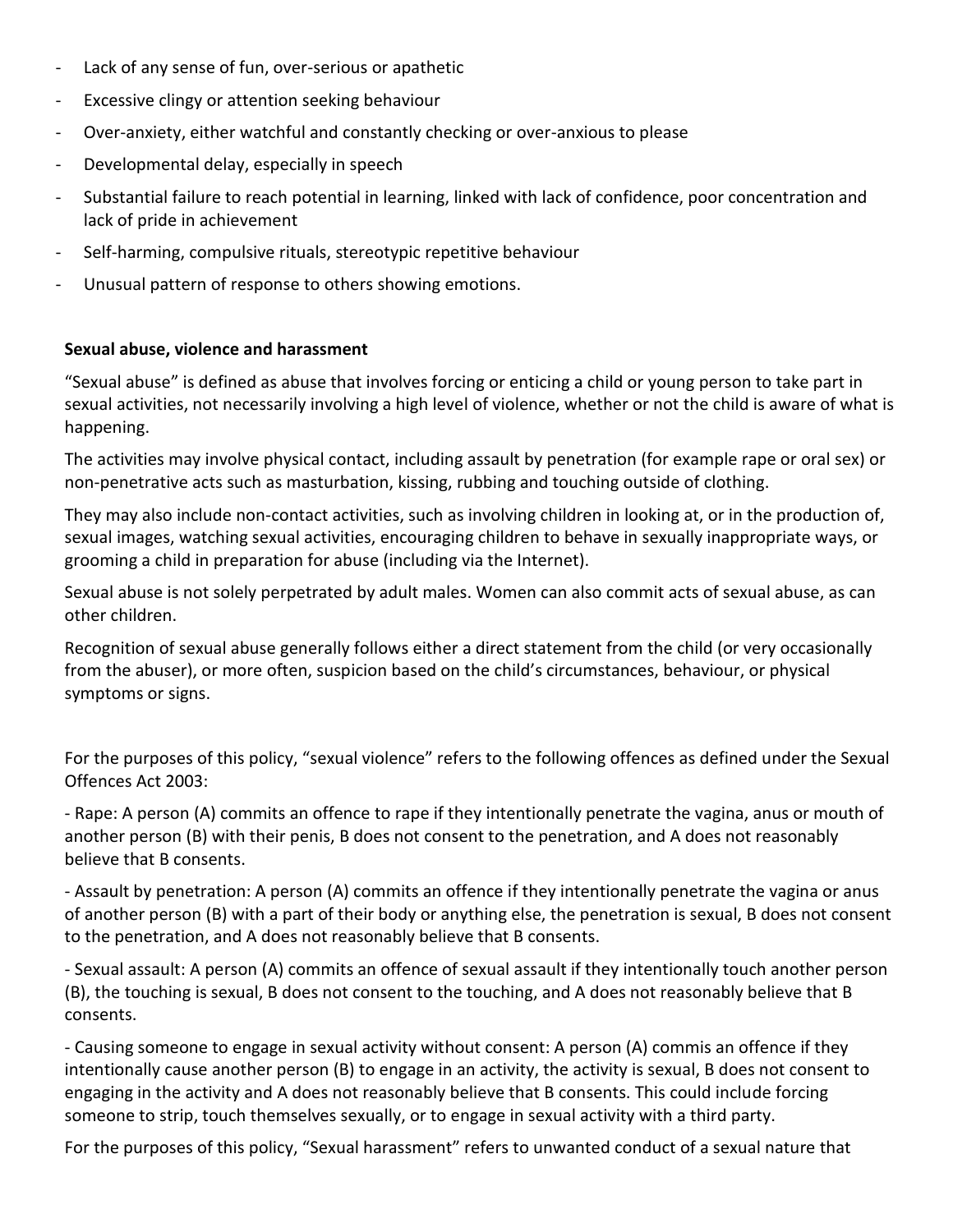- Lack of any sense of fun, over-serious or apathetic
- Excessive clingy or attention seeking behaviour
- Over-anxiety, either watchful and constantly checking or over-anxious to please
- Developmental delay, especially in speech
- Substantial failure to reach potential in learning, linked with lack of confidence, poor concentration and lack of pride in achievement
- Self-harming, compulsive rituals, stereotypic repetitive behaviour
- Unusual pattern of response to others showing emotions.

**Sexual abuse, violence and harassment**

"Sexual abuse" is defined as abuse that involves forcing or enticing a child or young person to take part in sexual activities, not necessarily involving a high level of violence, whether or not the child is aware of what is happening.

The activities may involve physical contact, including assault by penetration (for example rape or oral sex) or non-penetrative acts such as masturbation, kissing, rubbing and touching outside of clothing.

They may also include non-contact activities, such as involving children in looking at, or in the production of, sexual images, watching sexual activities, encouraging children to behave in sexually inappropriate ways, or grooming a child in preparation for abuse (including via the Internet).

Sexual abuse is not solely perpetrated by adult males. Women can also commit acts of sexual abuse, as can other children.

Recognition of sexual abuse generally follows either a direct statement from the child (or very occasionally from the abuser), or more often, suspicion based on the child's circumstances, behaviour, or physical symptoms or signs.

For the purposes of this policy, "sexual violence" refers to the following offences as defined under the Sexual Offences Act 2003:

- Rape: A person (A) commits an offence to rape if they intentionally penetrate the vagina, anus or mouth of another person (B) with their penis, B does not consent to the penetration, and A does not reasonably believe that B consents.

- Assault by penetration: A person (A) commits an offence if they intentionally penetrate the vagina or anus of another person (B) with a part of their body or anything else, the penetration is sexual, B does not consent to the penetration, and A does not reasonably believe that B consents.

- Sexual assault: A person (A) commits an offence of sexual assault if they intentionally touch another person (B), the touching is sexual, B does not consent to the touching, and A does not reasonably believe that B consents.

- Causing someone to engage in sexual activity without consent: A person (A) commis an offence if they intentionally cause another person (B) to engage in an activity, the activity is sexual, B does not consent to engaging in the activity and A does not reasonably believe that B consents. This could include forcing someone to strip, touch themselves sexually, or to engage in sexual activity with a third party.

For the purposes of this policy, "Sexual harassment" refers to unwanted conduct of a sexual nature that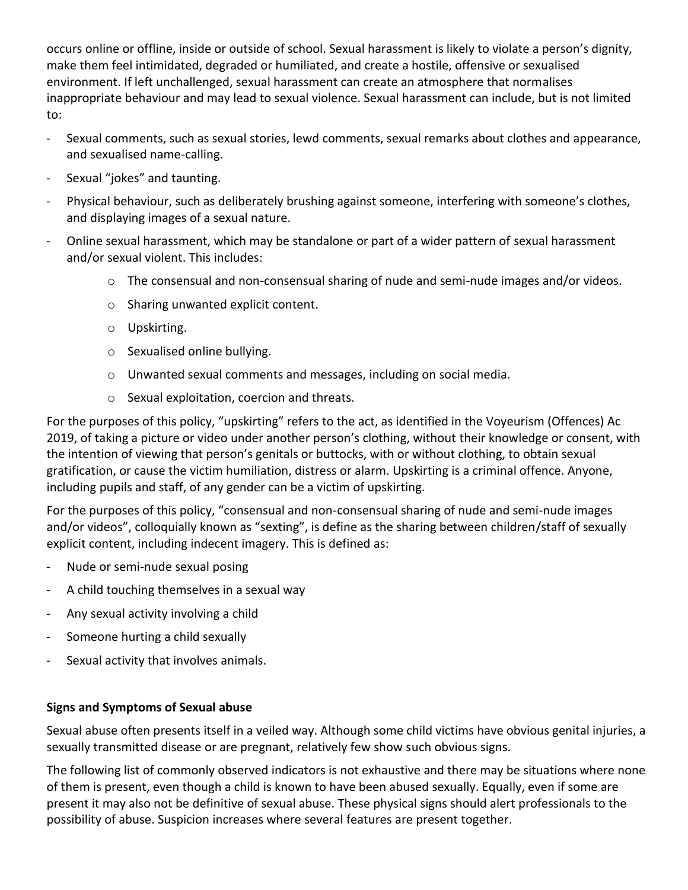occurs online or offline, inside or outside of school. Sexual harassment is likely to violate a person's dignity, make them feel intimidated, degraded or humiliated, and create a hostile, offensive or sexualised environment. If left unchallenged, sexual harassment can create an atmosphere that normalises inappropriate behaviour and may lead to sexual violence. Sexual harassment can include, but is not limited to:

- Sexual comments, such as sexual stories, lewd comments, sexual remarks about clothes and appearance, and sexualised name-calling.
- Sexual "jokes" and taunting.
- Physical behaviour, such as deliberately brushing against someone, interfering with someone's clothes, and displaying images of a sexual nature.
- Online sexual harassment, which may be standalone or part of a wider pattern of sexual harassment and/or sexual violent. This includes:
  - The consensual and non-consensual sharing of nude and semi-nude images and/or videos.
  - Sharing unwanted explicit content.
  - Upskirting.
  - Sexualised online bullying.
  - Unwanted sexual comments and messages, including on social media.
  - Sexual exploitation, coercion and threats.

For the purposes of this policy, "upskirting" refers to the act, as identified in the Voyeurism (Offences) Ac 2019, of taking a picture or video under another person's clothing, without their knowledge or consent, with the intention of viewing that person's genitals or buttocks, with or without clothing, to obtain sexual gratification, or cause the victim humiliation, distress or alarm. Upskirting is a criminal offence. Anyone, including pupils and staff, of any gender can be a victim of upskirting.

For the purposes of this policy, "consensual and non-consensual sharing of nude and semi-nude images and/or videos", colloquially known as "sexting", is define as the sharing between children/staff of sexually explicit content, including indecent imagery. This is defined as:

- Nude or semi-nude sexual posing
- A child touching themselves in a sexual way
- Any sexual activity involving a child
- Someone hurting a child sexually
- Sexual activity that involves animals.

**Signs and Symptoms of Sexual abuse**

Sexual abuse often presents itself in a veiled way. Although some child victims have obvious genital injuries, a sexually transmitted disease or are pregnant, relatively few show such obvious signs.

The following list of commonly observed indicators is not exhaustive and there may be situations where none of them is present, even though a child is known to have been abused sexually. Equally, even if some are present it may also not be definitive of sexual abuse. These physical signs should alert professionals to the possibility of abuse. Suspicion increases where several features are present together.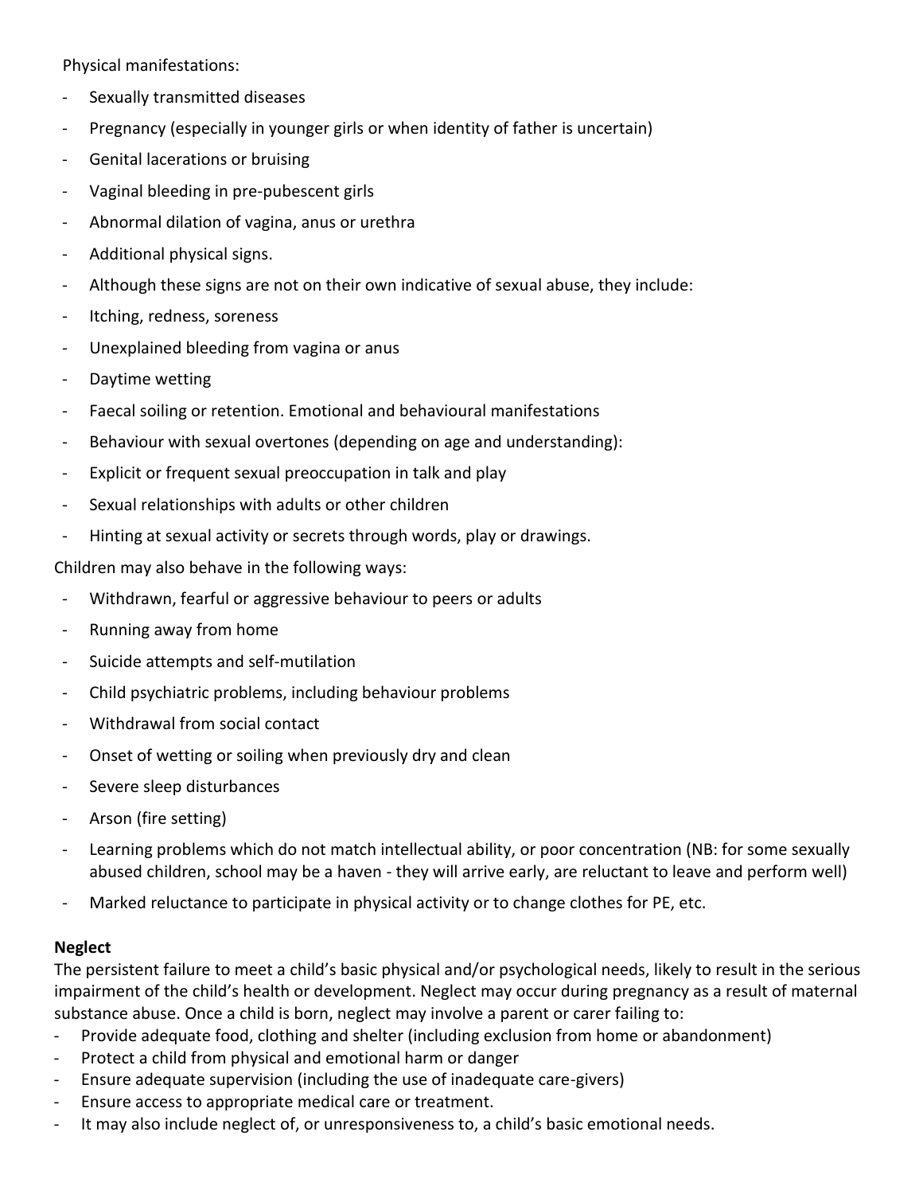Physical manifestations:

- Sexually transmitted diseases
- Pregnancy (especially in younger girls or when identity of father is uncertain)
- Genital lacerations or bruising
- Vaginal bleeding in pre-pubescent girls
- Abnormal dilation of vagina, anus or urethra
- Additional physical signs.
- Although these signs are not on their own indicative of sexual abuse, they include:
- Itching, redness, soreness
- Unexplained bleeding from vagina or anus
- Daytime wetting
- Faecal soiling or retention. Emotional and behavioural manifestations
- Behaviour with sexual overtones (depending on age and understanding):
- Explicit or frequent sexual preoccupation in talk and play
- Sexual relationships with adults or other children
- Hinting at sexual activity or secrets through words, play or drawings.

Children may also behave in the following ways:

- Withdrawn, fearful or aggressive behaviour to peers or adults
- Running away from home
- Suicide attempts and self-mutilation
- Child psychiatric problems, including behaviour problems
- Withdrawal from social contact
- Onset of wetting or soiling when previously dry and clean
- Severe sleep disturbances
- Arson (fire setting)
- Learning problems which do not match intellectual ability, or poor concentration (NB: for some sexually abused children, school may be a haven - they will arrive early, are reluctant to leave and perform well)
- Marked reluctance to participate in physical activity or to change clothes for PE, etc.

**Neglect**

The persistent failure to meet a child's basic physical and/or psychological needs, likely to result in the serious impairment of the child's health or development. Neglect may occur during pregnancy as a result of maternal substance abuse. Once a child is born, neglect may involve a parent or carer failing to:

- Provide adequate food, clothing and shelter (including exclusion from home or abandonment)
- Protect a child from physical and emotional harm or danger
- Ensure adequate supervision (including the use of inadequate care-givers)
- Ensure access to appropriate medical care or treatment.
- It may also include neglect of, or unresponsiveness to, a child's basic emotional needs.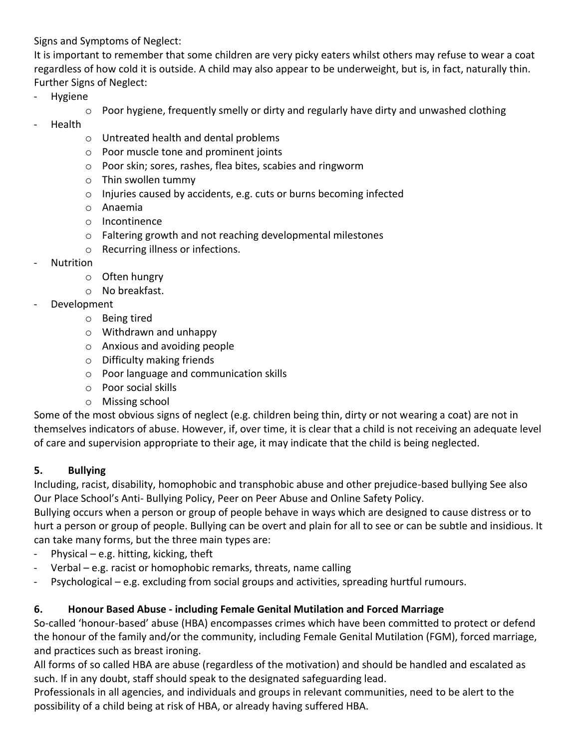Signs and Symptoms of Neglect:

It is important to remember that some children are very picky eaters whilst others may refuse to wear a coat regardless of how cold it is outside. A child may also appear to be underweight, but is, in fact, naturally thin.

Further Signs of Neglect:

- Hygiene
  - Poor hygiene, frequently smelly or dirty and regularly have dirty and unwashed clothing
- Health
  - Untreated health and dental problems
  - Poor muscle tone and prominent joints
  - Poor skin; sores, rashes, flea bites, scabies and ringworm
  - Thin swollen tummy
  - Injuries caused by accidents, e.g. cuts or burns becoming infected
  - Anaemia
  - Incontinence
  - Faltering growth and not reaching developmental milestones
  - Recurring illness or infections.
- Nutrition
  - Often hungry
  - No breakfast.
- Development
  - Being tired
  - Withdrawn and unhappy
  - Anxious and avoiding people
  - Difficulty making friends
  - Poor language and communication skills
  - Poor social skills
  - Missing school

Some of the most obvious signs of neglect (e.g. children being thin, dirty or not wearing a coat) are not in themselves indicators of abuse. However, if, over time, it is clear that a child is not receiving an adequate level of care and supervision appropriate to their age, it may indicate that the child is being neglected.

### 5. Bullying

Including, racist, disability, homophobic and transphobic abuse and other prejudice-based bullying See also Our Place School's Anti- Bullying Policy, Peer on Peer Abuse and Online Safety Policy.

Bullying occurs when a person or group of people behave in ways which are designed to cause distress or to hurt a person or group of people. Bullying can be overt and plain for all to see or can be subtle and insidious. It can take many forms, but the three main types are:

- Physical – e.g. hitting, kicking, theft
- Verbal – e.g. racist or homophobic remarks, threats, name calling
- Psychological – e.g. excluding from social groups and activities, spreading hurtful rumours.

### 6. Honour Based Abuse - including Female Genital Mutilation and Forced Marriage

So-called 'honour-based' abuse (HBA) encompasses crimes which have been committed to protect or defend the honour of the family and/or the community, including Female Genital Mutilation (FGM), forced marriage, and practices such as breast ironing.

All forms of so called HBA are abuse (regardless of the motivation) and should be handled and escalated as such. If in any doubt, staff should speak to the designated safeguarding lead.

Professionals in all agencies, and individuals and groups in relevant communities, need to be alert to the possibility of a child being at risk of HBA, or already having suffered HBA.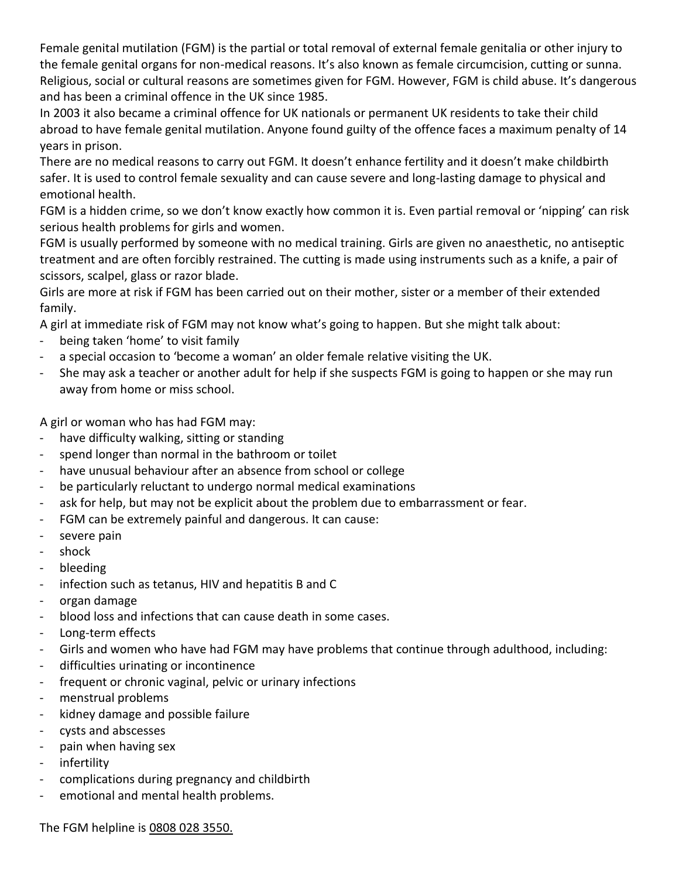Female genital mutilation (FGM) is the partial or total removal of external female genitalia or other injury to the female genital organs for non-medical reasons. It's also known as female circumcision, cutting or sunna. Religious, social or cultural reasons are sometimes given for FGM. However, FGM is child abuse. It's dangerous and has been a criminal offence in the UK since 1985.

In 2003 it also became a criminal offence for UK nationals or permanent UK residents to take their child abroad to have female genital mutilation. Anyone found guilty of the offence faces a maximum penalty of 14 years in prison.

There are no medical reasons to carry out FGM. It doesn't enhance fertility and it doesn't make childbirth safer. It is used to control female sexuality and can cause severe and long-lasting damage to physical and emotional health.

FGM is a hidden crime, so we don't know exactly how common it is. Even partial removal or 'nipping' can risk serious health problems for girls and women.

FGM is usually performed by someone with no medical training. Girls are given no anaesthetic, no antiseptic treatment and are often forcibly restrained. The cutting is made using instruments such as a knife, a pair of scissors, scalpel, glass or razor blade.

Girls are more at risk if FGM has been carried out on their mother, sister or a member of their extended family.

A girl at immediate risk of FGM may not know what's going to happen. But she might talk about:

- being taken 'home' to visit family
- a special occasion to 'become a woman' an older female relative visiting the UK.
- She may ask a teacher or another adult for help if she suspects FGM is going to happen or she may run away from home or miss school.

A girl or woman who has had FGM may:

- have difficulty walking, sitting or standing
- spend longer than normal in the bathroom or toilet
- have unusual behaviour after an absence from school or college
- be particularly reluctant to undergo normal medical examinations
- ask for help, but may not be explicit about the problem due to embarrassment or fear.
- FGM can be extremely painful and dangerous. It can cause:
- severe pain
- shock
- bleeding
- infection such as tetanus, HIV and hepatitis B and C
- organ damage
- blood loss and infections that can cause death in some cases.
- Long-term effects
- Girls and women who have had FGM may have problems that continue through adulthood, including:
- difficulties urinating or incontinence
- frequent or chronic vaginal, pelvic or urinary infections
- menstrual problems
- kidney damage and possible failure
- cysts and abscesses
- pain when having sex
- infertility
- complications during pregnancy and childbirth
- emotional and mental health problems.

The FGM helpline is 0808 028 3550.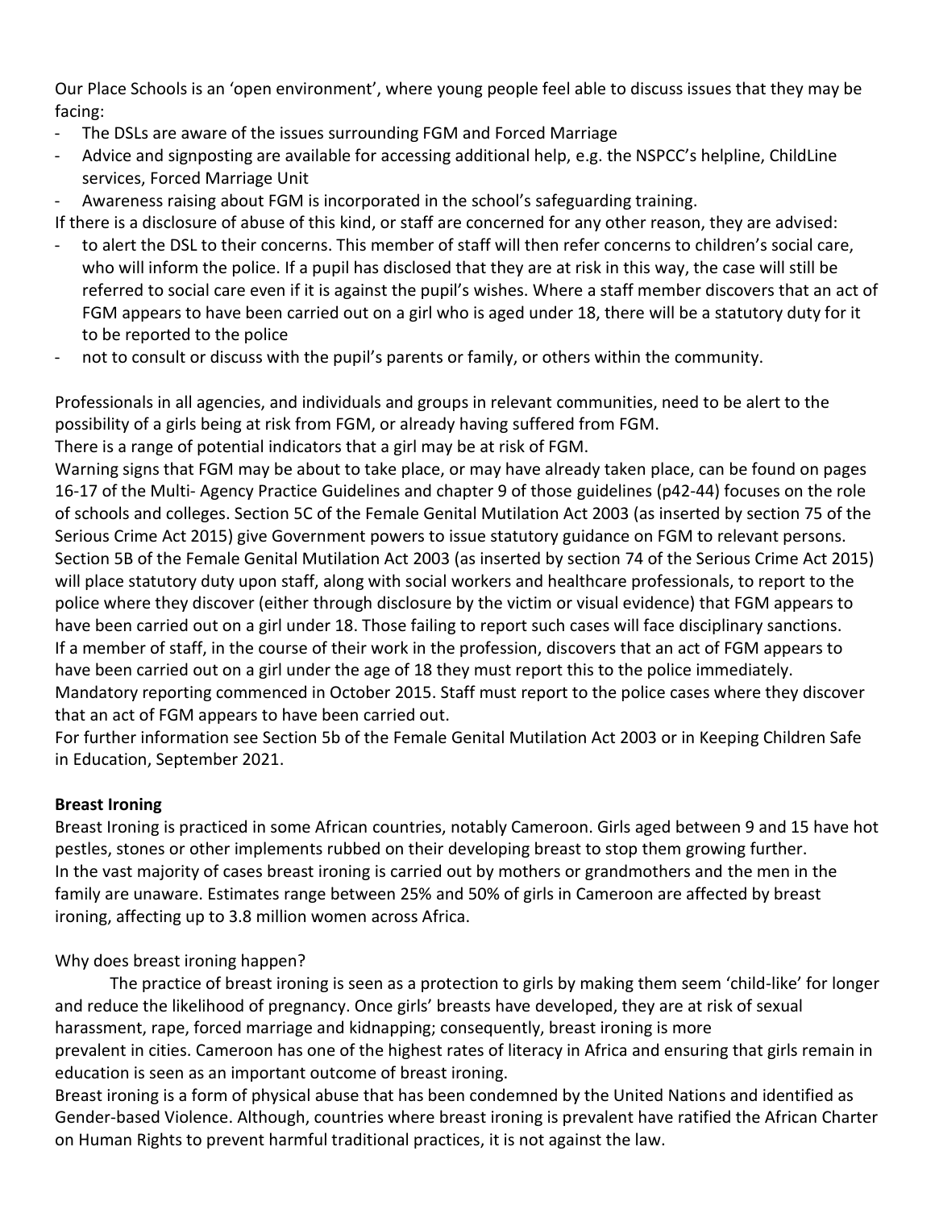Our Place Schools is an 'open environment', where young people feel able to discuss issues that they may be facing:

- The DSLs are aware of the issues surrounding FGM and Forced Marriage
- Advice and signposting are available for accessing additional help, e.g. the NSPCC's helpline, ChildLine services, Forced Marriage Unit
- Awareness raising about FGM is incorporated in the school's safeguarding training.

If there is a disclosure of abuse of this kind, or staff are concerned for any other reason, they are advised:

- to alert the DSL to their concerns. This member of staff will then refer concerns to children's social care, who will inform the police. If a pupil has disclosed that they are at risk in this way, the case will still be referred to social care even if it is against the pupil's wishes. Where a staff member discovers that an act of FGM appears to have been carried out on a girl who is aged under 18, there will be a statutory duty for it to be reported to the police
- not to consult or discuss with the pupil's parents or family, or others within the community.

Professionals in all agencies, and individuals and groups in relevant communities, need to be alert to the possibility of a girls being at risk from FGM, or already having suffered from FGM.
There is a range of potential indicators that a girl may be at risk of FGM.
Warning signs that FGM may be about to take place, or may have already taken place, can be found on pages 16-17 of the Multi- Agency Practice Guidelines and chapter 9 of those guidelines (p42-44) focuses on the role of schools and colleges. Section 5C of the Female Genital Mutilation Act 2003 (as inserted by section 75 of the Serious Crime Act 2015) give Government powers to issue statutory guidance on FGM to relevant persons. Section 5B of the Female Genital Mutilation Act 2003 (as inserted by section 74 of the Serious Crime Act 2015) will place statutory duty upon staff, along with social workers and healthcare professionals, to report to the police where they discover (either through disclosure by the victim or visual evidence) that FGM appears to have been carried out on a girl under 18. Those failing to report such cases will face disciplinary sanctions.
If a member of staff, in the course of their work in the profession, discovers that an act of FGM appears to have been carried out on a girl under the age of 18 they must report this to the police immediately.
Mandatory reporting commenced in October 2015. Staff must report to the police cases where they discover that an act of FGM appears to have been carried out.
For further information see Section 5b of the Female Genital Mutilation Act 2003 or in Keeping Children Safe in Education, September 2021.

**Breast Ironing**

Breast Ironing is practiced in some African countries, notably Cameroon. Girls aged between 9 and 15 have hot pestles, stones or other implements rubbed on their developing breast to stop them growing further.
In the vast majority of cases breast ironing is carried out by mothers or grandmothers and the men in the family are unaware. Estimates range between 25% and 50% of girls in Cameroon are affected by breast ironing, affecting up to 3.8 million women across Africa.

Why does breast ironing happen?

The practice of breast ironing is seen as a protection to girls by making them seem 'child-like' for longer and reduce the likelihood of pregnancy. Once girls' breasts have developed, they are at risk of sexual harassment, rape, forced marriage and kidnapping; consequently, breast ironing is more prevalent in cities. Cameroon has one of the highest rates of literacy in Africa and ensuring that girls remain in education is seen as an important outcome of breast ironing.
Breast ironing is a form of physical abuse that has been condemned by the United Nations and identified as Gender-based Violence. Although, countries where breast ironing is prevalent have ratified the African Charter on Human Rights to prevent harmful traditional practices, it is not against the law.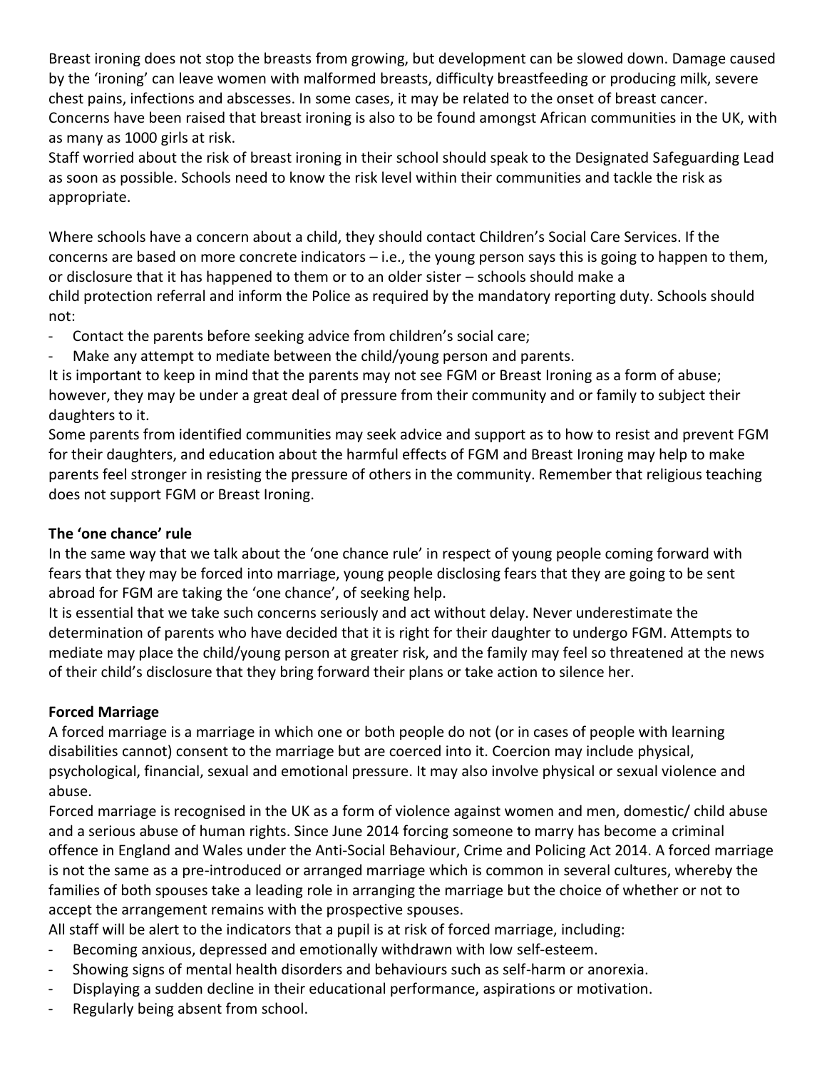Breast ironing does not stop the breasts from growing, but development can be slowed down. Damage caused by the 'ironing' can leave women with malformed breasts, difficulty breastfeeding or producing milk, severe chest pains, infections and abscesses. In some cases, it may be related to the onset of breast cancer. Concerns have been raised that breast ironing is also to be found amongst African communities in the UK, with as many as 1000 girls at risk.

Staff worried about the risk of breast ironing in their school should speak to the Designated Safeguarding Lead as soon as possible. Schools need to know the risk level within their communities and tackle the risk as appropriate.

Where schools have a concern about a child, they should contact Children's Social Care Services. If the concerns are based on more concrete indicators – i.e., the young person says this is going to happen to them, or disclosure that it has happened to them or to an older sister – schools should make a child protection referral and inform the Police as required by the mandatory reporting duty. Schools should not:

- Contact the parents before seeking advice from children's social care;
- Make any attempt to mediate between the child/young person and parents.

It is important to keep in mind that the parents may not see FGM or Breast Ironing as a form of abuse; however, they may be under a great deal of pressure from their community and or family to subject their daughters to it.

Some parents from identified communities may seek advice and support as to how to resist and prevent FGM for their daughters, and education about the harmful effects of FGM and Breast Ironing may help to make parents feel stronger in resisting the pressure of others in the community. Remember that religious teaching does not support FGM or Breast Ironing.

**The 'one chance' rule**

In the same way that we talk about the 'one chance rule' in respect of young people coming forward with fears that they may be forced into marriage, young people disclosing fears that they are going to be sent abroad for FGM are taking the 'one chance', of seeking help.

It is essential that we take such concerns seriously and act without delay. Never underestimate the determination of parents who have decided that it is right for their daughter to undergo FGM. Attempts to mediate may place the child/young person at greater risk, and the family may feel so threatened at the news of their child's disclosure that they bring forward their plans or take action to silence her.

**Forced Marriage**

A forced marriage is a marriage in which one or both people do not (or in cases of people with learning disabilities cannot) consent to the marriage but are coerced into it. Coercion may include physical, psychological, financial, sexual and emotional pressure. It may also involve physical or sexual violence and abuse.

Forced marriage is recognised in the UK as a form of violence against women and men, domestic/ child abuse and a serious abuse of human rights. Since June 2014 forcing someone to marry has become a criminal offence in England and Wales under the Anti-Social Behaviour, Crime and Policing Act 2014. A forced marriage is not the same as a pre-introduced or arranged marriage which is common in several cultures, whereby the families of both spouses take a leading role in arranging the marriage but the choice of whether or not to accept the arrangement remains with the prospective spouses.

All staff will be alert to the indicators that a pupil is at risk of forced marriage, including:

- Becoming anxious, depressed and emotionally withdrawn with low self-esteem.
- Showing signs of mental health disorders and behaviours such as self-harm or anorexia.
- Displaying a sudden decline in their educational performance, aspirations or motivation.
- Regularly being absent from school.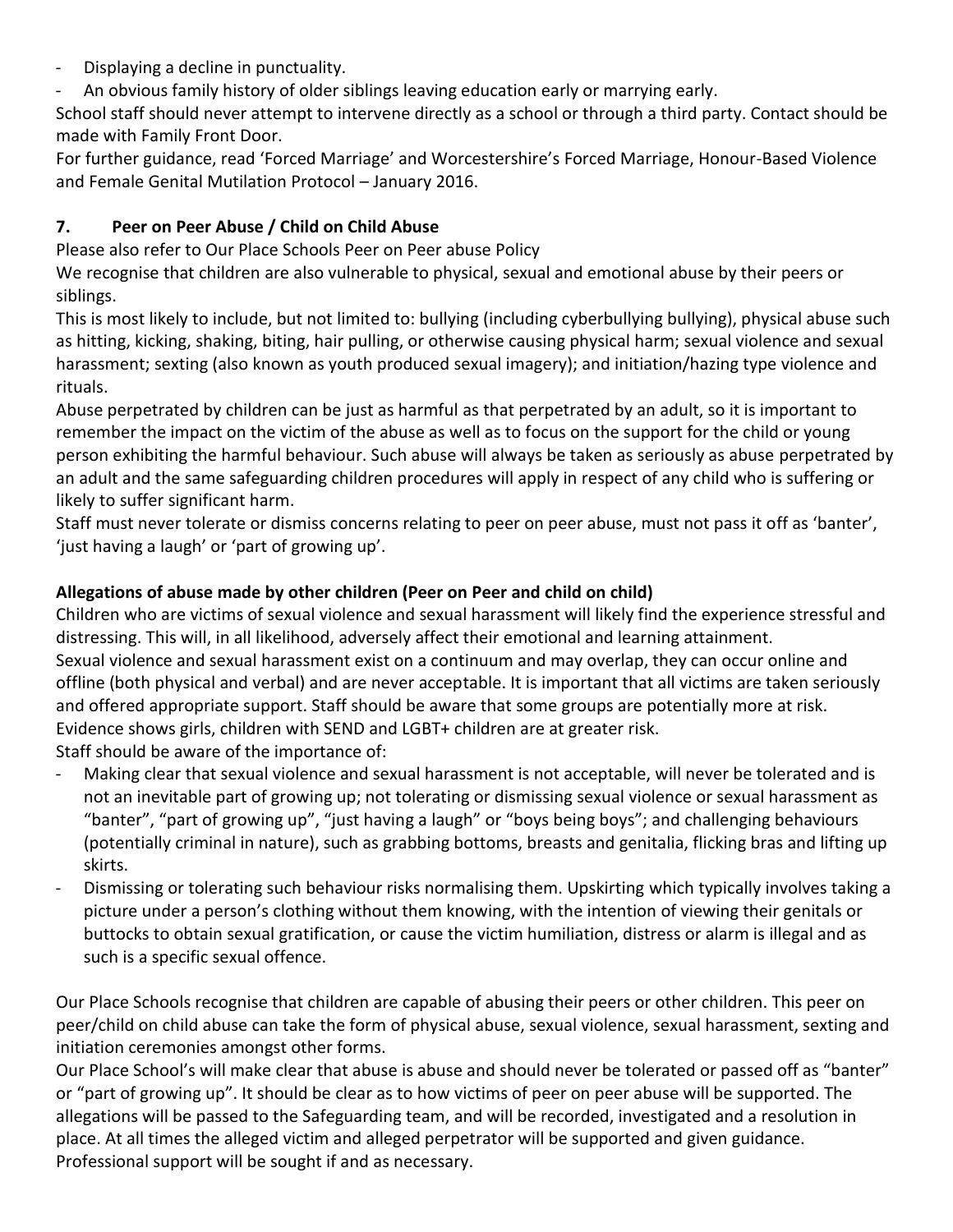- Displaying a decline in punctuality.
- An obvious family history of older siblings leaving education early or marrying early.

School staff should never attempt to intervene directly as a school or through a third party. Contact should be made with Family Front Door.

For further guidance, read 'Forced Marriage' and Worcestershire's Forced Marriage, Honour-Based Violence and Female Genital Mutilation Protocol – January 2016.

## 7. Peer on Peer Abuse / Child on Child Abuse

Please also refer to Our Place Schools Peer on Peer abuse Policy

We recognise that children are also vulnerable to physical, sexual and emotional abuse by their peers or siblings.

This is most likely to include, but not limited to: bullying (including cyberbullying bullying), physical abuse such as hitting, kicking, shaking, biting, hair pulling, or otherwise causing physical harm; sexual violence and sexual harassment; sexting (also known as youth produced sexual imagery); and initiation/hazing type violence and rituals.

Abuse perpetrated by children can be just as harmful as that perpetrated by an adult, so it is important to remember the impact on the victim of the abuse as well as to focus on the support for the child or young person exhibiting the harmful behaviour. Such abuse will always be taken as seriously as abuse perpetrated by an adult and the same safeguarding children procedures will apply in respect of any child who is suffering or likely to suffer significant harm.

Staff must never tolerate or dismiss concerns relating to peer on peer abuse, must not pass it off as 'banter', 'just having a laugh' or 'part of growing up'.

**Allegations of abuse made by other children (Peer on Peer and child on child)**

Children who are victims of sexual violence and sexual harassment will likely find the experience stressful and distressing. This will, in all likelihood, adversely affect their emotional and learning attainment.

Sexual violence and sexual harassment exist on a continuum and may overlap, they can occur online and offline (both physical and verbal) and are never acceptable. It is important that all victims are taken seriously and offered appropriate support. Staff should be aware that some groups are potentially more at risk. Evidence shows girls, children with SEND and LGBT+ children are at greater risk.

Staff should be aware of the importance of:

- Making clear that sexual violence and sexual harassment is not acceptable, will never be tolerated and is not an inevitable part of growing up; not tolerating or dismissing sexual violence or sexual harassment as "banter", "part of growing up", "just having a laugh" or "boys being boys"; and challenging behaviours (potentially criminal in nature), such as grabbing bottoms, breasts and genitalia, flicking bras and lifting up skirts.
- Dismissing or tolerating such behaviour risks normalising them. Upskirting which typically involves taking a picture under a person's clothing without them knowing, with the intention of viewing their genitals or buttocks to obtain sexual gratification, or cause the victim humiliation, distress or alarm is illegal and as such is a specific sexual offence.

Our Place Schools recognise that children are capable of abusing their peers or other children. This peer on peer/child on child abuse can take the form of physical abuse, sexual violence, sexual harassment, sexting and initiation ceremonies amongst other forms.

Our Place School's will make clear that abuse is abuse and should never be tolerated or passed off as "banter" or "part of growing up". It should be clear as to how victims of peer on peer abuse will be supported. The allegations will be passed to the Safeguarding team, and will be recorded, investigated and a resolution in place. At all times the alleged victim and alleged perpetrator will be supported and given guidance. Professional support will be sought if and as necessary.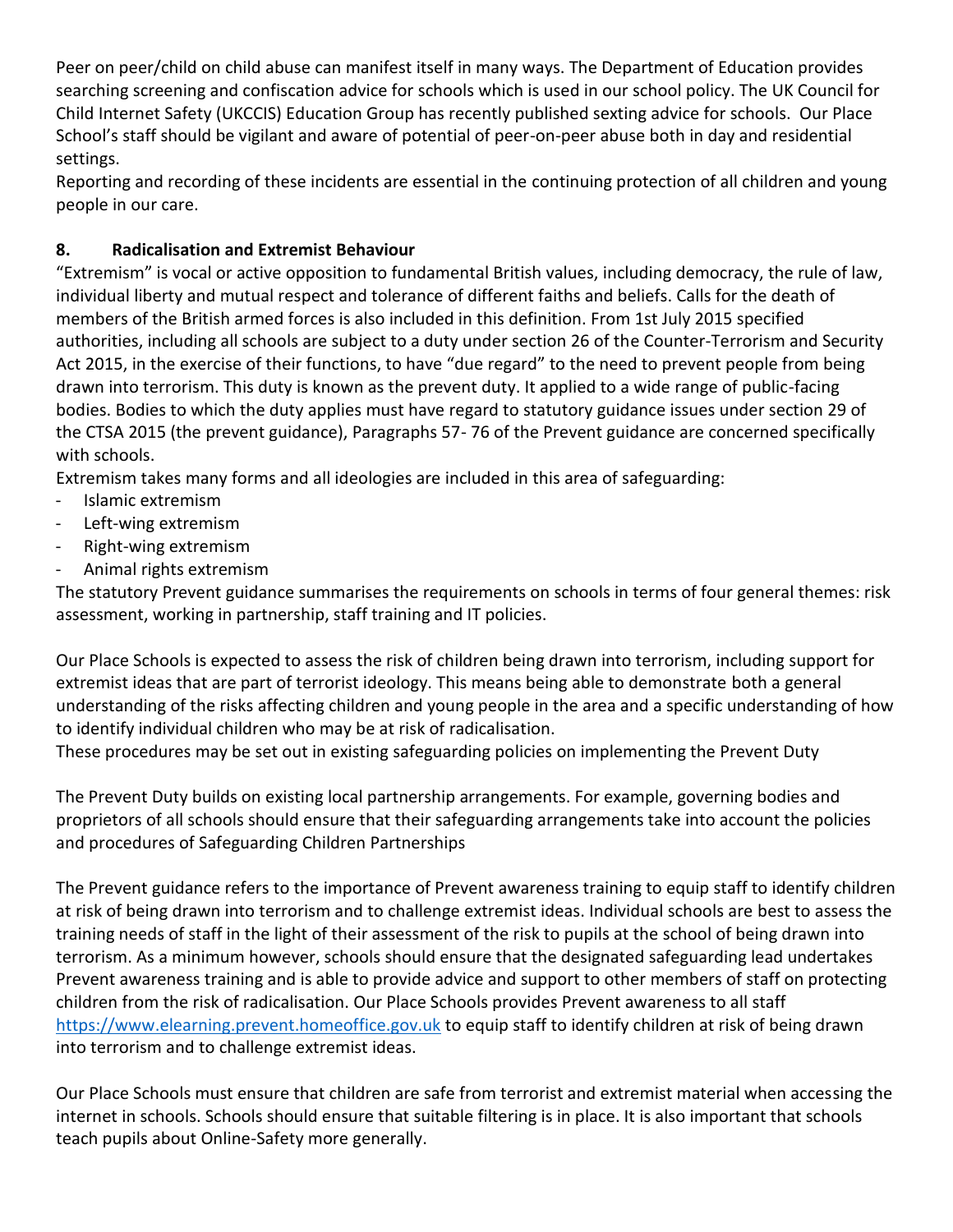Peer on peer/child on child abuse can manifest itself in many ways. The Department of Education provides searching screening and confiscation advice for schools which is used in our school policy. The UK Council for Child Internet Safety (UKCCIS) Education Group has recently published sexting advice for schools. Our Place School's staff should be vigilant and aware of potential of peer-on-peer abuse both in day and residential settings.
Reporting and recording of these incidents are essential in the continuing protection of all children and young people in our care.

## 8. Radicalisation and Extremist Behaviour

"Extremism" is vocal or active opposition to fundamental British values, including democracy, the rule of law, individual liberty and mutual respect and tolerance of different faiths and beliefs. Calls for the death of members of the British armed forces is also included in this definition. From 1st July 2015 specified authorities, including all schools are subject to a duty under section 26 of the Counter-Terrorism and Security Act 2015, in the exercise of their functions, to have "due regard" to the need to prevent people from being drawn into terrorism. This duty is known as the prevent duty. It applied to a wide range of public-facing bodies. Bodies to which the duty applies must have regard to statutory guidance issues under section 29 of the CTSA 2015 (the prevent guidance), Paragraphs 57- 76 of the Prevent guidance are concerned specifically with schools.
Extremism takes many forms and all ideologies are included in this area of safeguarding:

- Islamic extremism
- Left-wing extremism
- Right-wing extremism
- Animal rights extremism

The statutory Prevent guidance summarises the requirements on schools in terms of four general themes: risk assessment, working in partnership, staff training and IT policies.

Our Place Schools is expected to assess the risk of children being drawn into terrorism, including support for extremist ideas that are part of terrorist ideology. This means being able to demonstrate both a general understanding of the risks affecting children and young people in the area and a specific understanding of how to identify individual children who may be at risk of radicalisation.
These procedures may be set out in existing safeguarding policies on implementing the Prevent Duty

The Prevent Duty builds on existing local partnership arrangements. For example, governing bodies and proprietors of all schools should ensure that their safeguarding arrangements take into account the policies and procedures of Safeguarding Children Partnerships

The Prevent guidance refers to the importance of Prevent awareness training to equip staff to identify children at risk of being drawn into terrorism and to challenge extremist ideas. Individual schools are best to assess the training needs of staff in the light of their assessment of the risk to pupils at the school of being drawn into terrorism. As a minimum however, schools should ensure that the designated safeguarding lead undertakes Prevent awareness training and is able to provide advice and support to other members of staff on protecting children from the risk of radicalisation. Our Place Schools provides Prevent awareness to all staff [https://www.elearning.prevent.homeoffice.gov.uk](https://www.elearning.prevent.homeoffice.gov.uk) to equip staff to identify children at risk of being drawn into terrorism and to challenge extremist ideas.

Our Place Schools must ensure that children are safe from terrorist and extremist material when accessing the internet in schools. Schools should ensure that suitable filtering is in place. It is also important that schools teach pupils about Online-Safety more generally.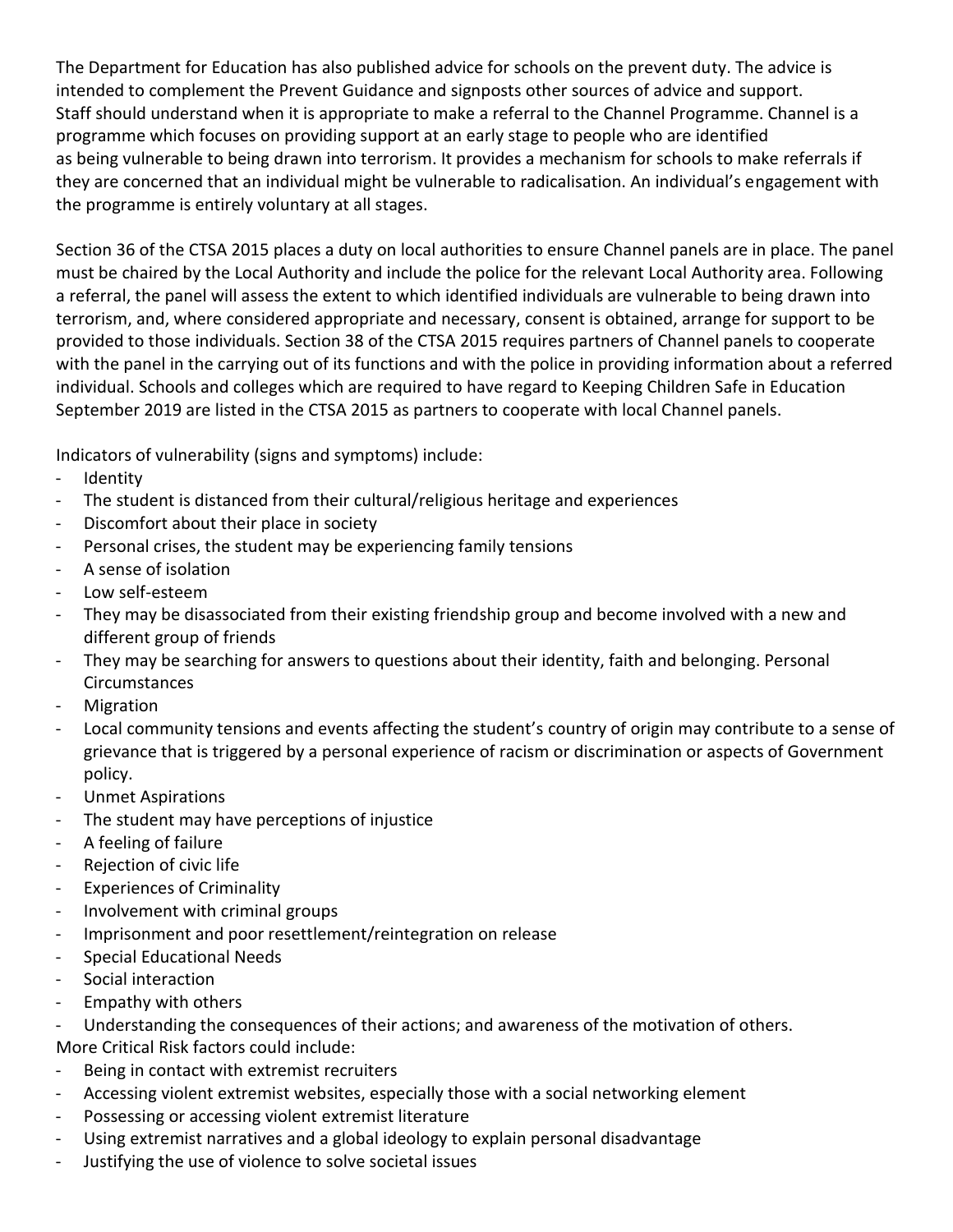The Department for Education has also published advice for schools on the prevent duty. The advice is intended to complement the Prevent Guidance and signposts other sources of advice and support.
Staff should understand when it is appropriate to make a referral to the Channel Programme. Channel is a programme which focuses on providing support at an early stage to people who are identified as being vulnerable to being drawn into terrorism. It provides a mechanism for schools to make referrals if they are concerned that an individual might be vulnerable to radicalisation. An individual's engagement with the programme is entirely voluntary at all stages.

Section 36 of the CTSA 2015 places a duty on local authorities to ensure Channel panels are in place. The panel must be chaired by the Local Authority and include the police for the relevant Local Authority area. Following a referral, the panel will assess the extent to which identified individuals are vulnerable to being drawn into terrorism, and, where considered appropriate and necessary, consent is obtained, arrange for support to be provided to those individuals. Section 38 of the CTSA 2015 requires partners of Channel panels to cooperate with the panel in the carrying out of its functions and with the police in providing information about a referred individual. Schools and colleges which are required to have regard to Keeping Children Safe in Education September 2019 are listed in the CTSA 2015 as partners to cooperate with local Channel panels.

Indicators of vulnerability (signs and symptoms) include:

- Identity
- The student is distanced from their cultural/religious heritage and experiences
- Discomfort about their place in society
- Personal crises, the student may be experiencing family tensions
- A sense of isolation
- Low self-esteem
- They may be disassociated from their existing friendship group and become involved with a new and different group of friends
- They may be searching for answers to questions about their identity, faith and belonging. Personal Circumstances
- Migration
- Local community tensions and events affecting the student's country of origin may contribute to a sense of grievance that is triggered by a personal experience of racism or discrimination or aspects of Government policy.
- Unmet Aspirations
- The student may have perceptions of injustice
- A feeling of failure
- Rejection of civic life
- Experiences of Criminality
- Involvement with criminal groups
- Imprisonment and poor resettlement/reintegration on release
- Special Educational Needs
- Social interaction
- Empathy with others
- Understanding the consequences of their actions; and awareness of the motivation of others.

More Critical Risk factors could include:

- Being in contact with extremist recruiters
- Accessing violent extremist websites, especially those with a social networking element
- Possessing or accessing violent extremist literature
- Using extremist narratives and a global ideology to explain personal disadvantage
- Justifying the use of violence to solve societal issues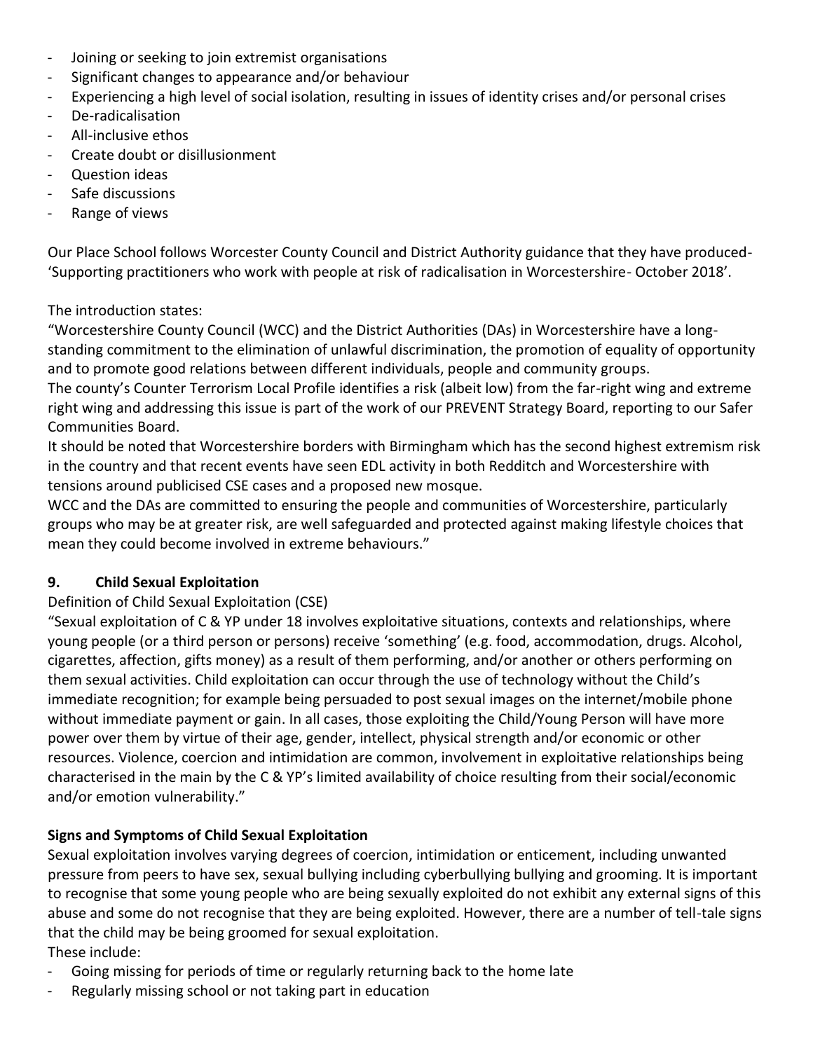- Joining or seeking to join extremist organisations
- Significant changes to appearance and/or behaviour
- Experiencing a high level of social isolation, resulting in issues of identity crises and/or personal crises
- De-radicalisation
- All-inclusive ethos
- Create doubt or disillusionment
- Question ideas
- Safe discussions
- Range of views

Our Place School follows Worcester County Council and District Authority guidance that they have produced- 'Supporting practitioners who work with people at risk of radicalisation in Worcestershire- October 2018'.

The introduction states:

"Worcestershire County Council (WCC) and the District Authorities (DAs) in Worcestershire have a long-standing commitment to the elimination of unlawful discrimination, the promotion of equality of opportunity and to promote good relations between different individuals, people and community groups.

The county's Counter Terrorism Local Profile identifies a risk (albeit low) from the far-right wing and extreme right wing and addressing this issue is part of the work of our PREVENT Strategy Board, reporting to our Safer Communities Board.

It should be noted that Worcestershire borders with Birmingham which has the second highest extremism risk in the country and that recent events have seen EDL activity in both Redditch and Worcestershire with tensions around publicised CSE cases and a proposed new mosque.

WCC and the DAs are committed to ensuring the people and communities of Worcestershire, particularly groups who may be at greater risk, are well safeguarded and protected against making lifestyle choices that mean they could become involved in extreme behaviours."

## 9. Child Sexual Exploitation

Definition of Child Sexual Exploitation (CSE)

"Sexual exploitation of C & YP under 18 involves exploitative situations, contexts and relationships, where young people (or a third person or persons) receive 'something' (e.g. food, accommodation, drugs. Alcohol, cigarettes, affection, gifts money) as a result of them performing, and/or another or others performing on them sexual activities. Child exploitation can occur through the use of technology without the Child's immediate recognition; for example being persuaded to post sexual images on the internet/mobile phone without immediate payment or gain. In all cases, those exploiting the Child/Young Person will have more power over them by virtue of their age, gender, intellect, physical strength and/or economic or other resources. Violence, coercion and intimidation are common, involvement in exploitative relationships being characterised in the main by the C & YP's limited availability of choice resulting from their social/economic and/or emotion vulnerability."

**Signs and Symptoms of Child Sexual Exploitation**

Sexual exploitation involves varying degrees of coercion, intimidation or enticement, including unwanted pressure from peers to have sex, sexual bullying including cyberbullying bullying and grooming. It is important to recognise that some young people who are being sexually exploited do not exhibit any external signs of this abuse and some do not recognise that they are being exploited. However, there are a number of tell-tale signs that the child may be being groomed for sexual exploitation.

These include:

- Going missing for periods of time or regularly returning back to the home late
- Regularly missing school or not taking part in education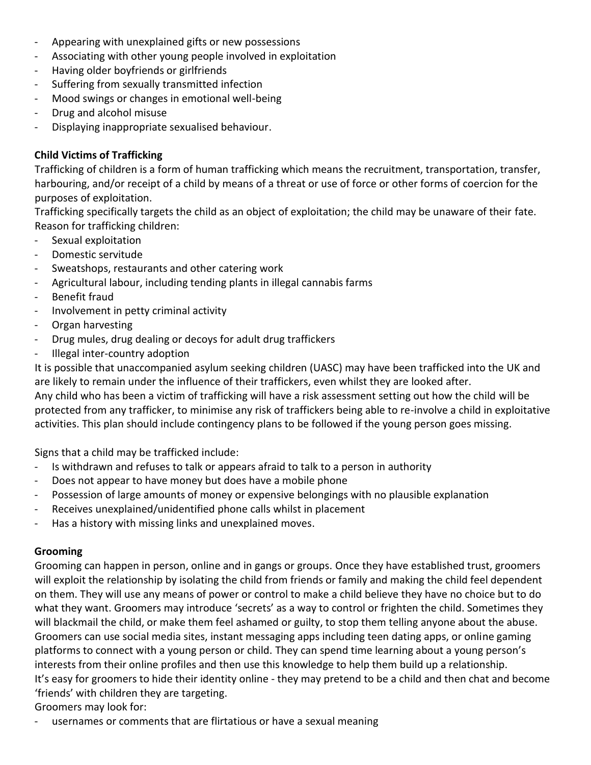- Appearing with unexplained gifts or new possessions
- Associating with other young people involved in exploitation
- Having older boyfriends or girlfriends
- Suffering from sexually transmitted infection
- Mood swings or changes in emotional well-being
- Drug and alcohol misuse
- Displaying inappropriate sexualised behaviour.

**Child Victims of Trafficking**

Trafficking of children is a form of human trafficking which means the recruitment, transportation, transfer, harbouring, and/or receipt of a child by means of a threat or use of force or other forms of coercion for the purposes of exploitation.

Trafficking specifically targets the child as an object of exploitation; the child may be unaware of their fate.

Reason for trafficking children:

- Sexual exploitation
- Domestic servitude
- Sweatshops, restaurants and other catering work
- Agricultural labour, including tending plants in illegal cannabis farms
- Benefit fraud
- Involvement in petty criminal activity
- Organ harvesting
- Drug mules, drug dealing or decoys for adult drug traffickers
- Illegal inter-country adoption

It is possible that unaccompanied asylum seeking children (UASC) may have been trafficked into the UK and are likely to remain under the influence of their traffickers, even whilst they are looked after.

Any child who has been a victim of trafficking will have a risk assessment setting out how the child will be protected from any trafficker, to minimise any risk of traffickers being able to re-involve a child in exploitative activities. This plan should include contingency plans to be followed if the young person goes missing.

Signs that a child may be trafficked include:

- Is withdrawn and refuses to talk or appears afraid to talk to a person in authority
- Does not appear to have money but does have a mobile phone
- Possession of large amounts of money or expensive belongings with no plausible explanation
- Receives unexplained/unidentified phone calls whilst in placement
- Has a history with missing links and unexplained moves.

**Grooming**

Grooming can happen in person, online and in gangs or groups. Once they have established trust, groomers will exploit the relationship by isolating the child from friends or family and making the child feel dependent on them. They will use any means of power or control to make a child believe they have no choice but to do what they want. Groomers may introduce 'secrets' as a way to control or frighten the child. Sometimes they will blackmail the child, or make them feel ashamed or guilty, to stop them telling anyone about the abuse.

Groomers can use social media sites, instant messaging apps including teen dating apps, or online gaming platforms to connect with a young person or child. They can spend time learning about a young person's interests from their online profiles and then use this knowledge to help them build up a relationship.

It's easy for groomers to hide their identity online - they may pretend to be a child and then chat and become 'friends' with children they are targeting.

Groomers may look for:

- usernames or comments that are flirtatious or have a sexual meaning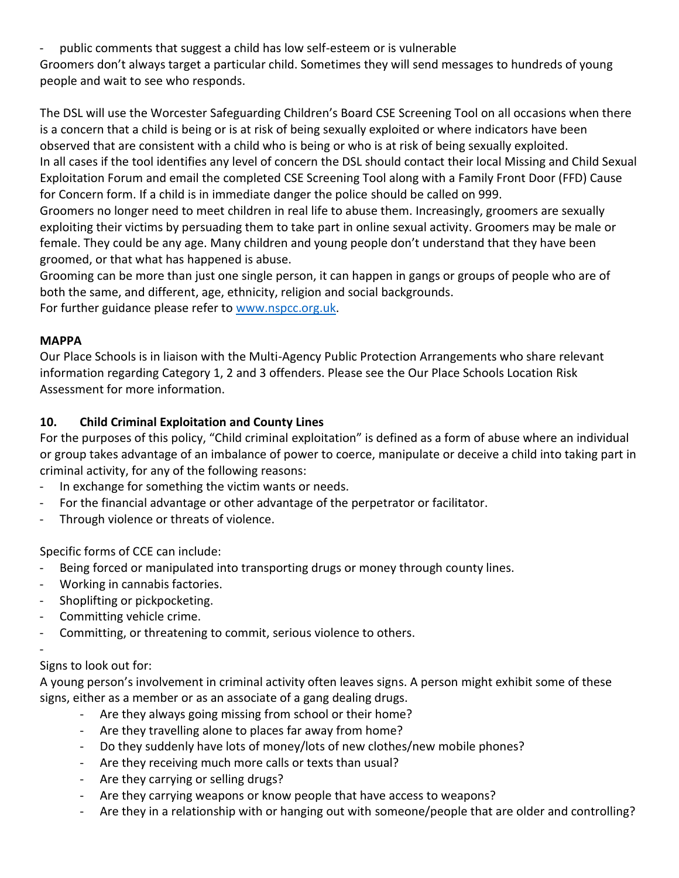- public comments that suggest a child has low self-esteem or is vulnerable

Groomers don't always target a particular child. Sometimes they will send messages to hundreds of young people and wait to see who responds.

The DSL will use the Worcester Safeguarding Children's Board CSE Screening Tool on all occasions when there is a concern that a child is being or is at risk of being sexually exploited or where indicators have been observed that are consistent with a child who is being or who is at risk of being sexually exploited.
In all cases if the tool identifies any level of concern the DSL should contact their local Missing and Child Sexual Exploitation Forum and email the completed CSE Screening Tool along with a Family Front Door (FFD) Cause for Concern form. If a child is in immediate danger the police should be called on 999.
Groomers no longer need to meet children in real life to abuse them. Increasingly, groomers are sexually exploiting their victims by persuading them to take part in online sexual activity. Groomers may be male or female. They could be any age. Many children and young people don't understand that they have been groomed, or that what has happened is abuse.
Grooming can be more than just one single person, it can happen in gangs or groups of people who are of both the same, and different, age, ethnicity, religion and social backgrounds.
For further guidance please refer to [www.nspcc.org.uk](http://www.nspcc.org.uk).

**MAPPA**

Our Place Schools is in liaison with the Multi-Agency Public Protection Arrangements who share relevant information regarding Category 1, 2 and 3 offenders. Please see the Our Place Schools Location Risk Assessment for more information.

## 10. Child Criminal Exploitation and County Lines

For the purposes of this policy, "Child criminal exploitation" is defined as a form of abuse where an individual or group takes advantage of an imbalance of power to coerce, manipulate or deceive a child into taking part in criminal activity, for any of the following reasons:

- In exchange for something the victim wants or needs.
- For the financial advantage or other advantage of the perpetrator or facilitator.
- Through violence or threats of violence.

Specific forms of CCE can include:

- Being forced or manipulated into transporting drugs or money through county lines.
- Working in cannabis factories.
- Shoplifting or pickpocketing.
- Committing vehicle crime.
- Committing, or threatening to commit, serious violence to others.
-

Signs to look out for:

A young person's involvement in criminal activity often leaves signs. A person might exhibit some of these signs, either as a member or as an associate of a gang dealing drugs.

- Are they always going missing from school or their home?
- Are they travelling alone to places far away from home?
- Do they suddenly have lots of money/lots of new clothes/new mobile phones?
- Are they receiving much more calls or texts than usual?
- Are they carrying or selling drugs?
- Are they carrying weapons or know people that have access to weapons?
- Are they in a relationship with or hanging out with someone/people that are older and controlling?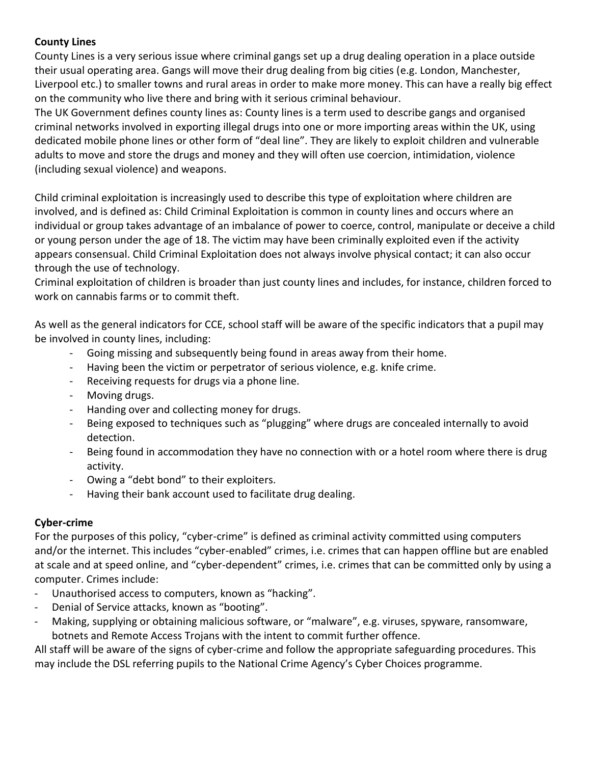**County Lines**

County Lines is a very serious issue where criminal gangs set up a drug dealing operation in a place outside their usual operating area. Gangs will move their drug dealing from big cities (e.g. London, Manchester, Liverpool etc.) to smaller towns and rural areas in order to make more money. This can have a really big effect on the community who live there and bring with it serious criminal behaviour.

The UK Government defines county lines as: County lines is a term used to describe gangs and organised criminal networks involved in exporting illegal drugs into one or more importing areas within the UK, using dedicated mobile phone lines or other form of "deal line". They are likely to exploit children and vulnerable adults to move and store the drugs and money and they will often use coercion, intimidation, violence (including sexual violence) and weapons.

Child criminal exploitation is increasingly used to describe this type of exploitation where children are involved, and is defined as: Child Criminal Exploitation is common in county lines and occurs where an individual or group takes advantage of an imbalance of power to coerce, control, manipulate or deceive a child or young person under the age of 18. The victim may have been criminally exploited even if the activity appears consensual. Child Criminal Exploitation does not always involve physical contact; it can also occur through the use of technology.

Criminal exploitation of children is broader than just county lines and includes, for instance, children forced to work on cannabis farms or to commit theft.

As well as the general indicators for CCE, school staff will be aware of the specific indicators that a pupil may be involved in county lines, including:

- Going missing and subsequently being found in areas away from their home.
- Having been the victim or perpetrator of serious violence, e.g. knife crime.
- Receiving requests for drugs via a phone line.
- Moving drugs.
- Handing over and collecting money for drugs.
- Being exposed to techniques such as "plugging" where drugs are concealed internally to avoid detection.
- Being found in accommodation they have no connection with or a hotel room where there is drug activity.
- Owing a "debt bond" to their exploiters.
- Having their bank account used to facilitate drug dealing.

**Cyber-crime**

For the purposes of this policy, "cyber-crime" is defined as criminal activity committed using computers and/or the internet. This includes "cyber-enabled" crimes, i.e. crimes that can happen offline but are enabled at scale and at speed online, and "cyber-dependent" crimes, i.e. crimes that can be committed only by using a computer. Crimes include:

- Unauthorised access to computers, known as "hacking".
- Denial of Service attacks, known as "booting".
- Making, supplying or obtaining malicious software, or "malware", e.g. viruses, spyware, ransomware, botnets and Remote Access Trojans with the intent to commit further offence.

All staff will be aware of the signs of cyber-crime and follow the appropriate safeguarding procedures. This may include the DSL referring pupils to the National Crime Agency's Cyber Choices programme.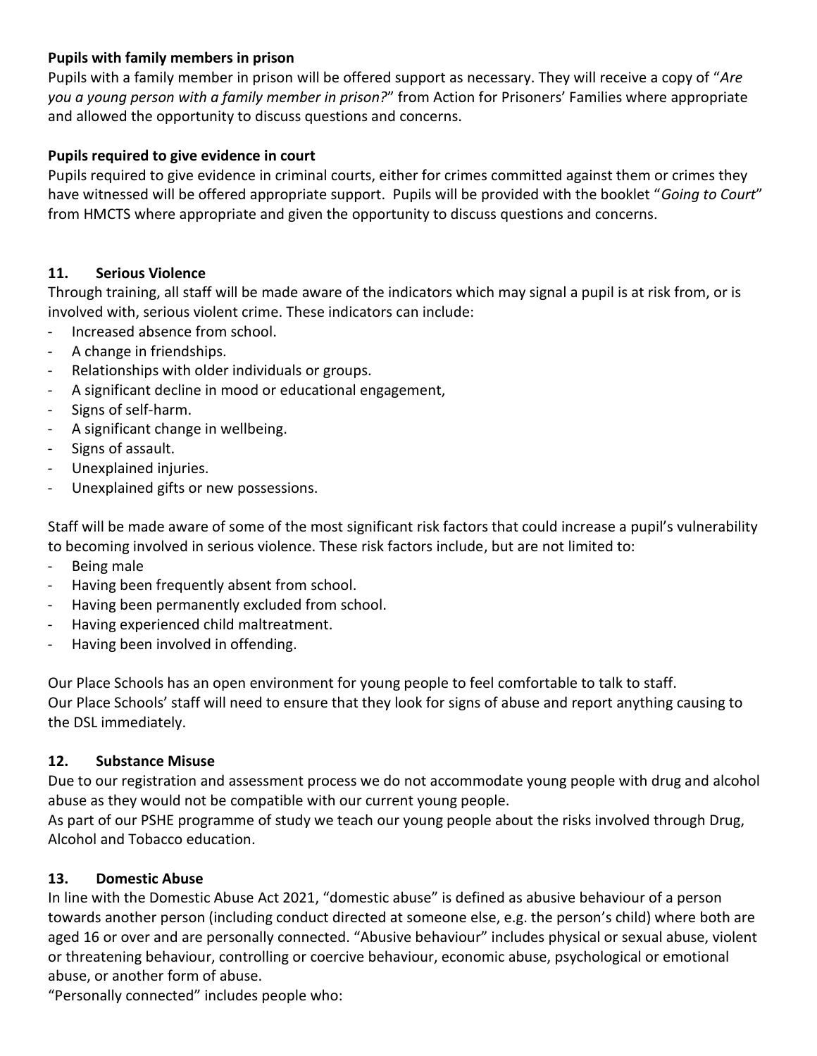**Pupils with family members in prison**

Pupils with a family member in prison will be offered support as necessary. They will receive a copy of "*Are you a young person with a family member in prison?*" from Action for Prisoners' Families where appropriate and allowed the opportunity to discuss questions and concerns.

**Pupils required to give evidence in court**

Pupils required to give evidence in criminal courts, either for crimes committed against them or crimes they have witnessed will be offered appropriate support. Pupils will be provided with the booklet "*Going to Court*" from HMCTS where appropriate and given the opportunity to discuss questions and concerns.

## 11. Serious Violence

Through training, all staff will be made aware of the indicators which may signal a pupil is at risk from, or is involved with, serious violent crime. These indicators can include:

- Increased absence from school.
- A change in friendships.
- Relationships with older individuals or groups.
- A significant decline in mood or educational engagement,
- Signs of self-harm.
- A significant change in wellbeing.
- Signs of assault.
- Unexplained injuries.
- Unexplained gifts or new possessions.

Staff will be made aware of some of the most significant risk factors that could increase a pupil's vulnerability to becoming involved in serious violence. These risk factors include, but are not limited to:

- Being male
- Having been frequently absent from school.
- Having been permanently excluded from school.
- Having experienced child maltreatment.
- Having been involved in offending.

Our Place Schools has an open environment for young people to feel comfortable to talk to staff.
Our Place Schools' staff will need to ensure that they look for signs of abuse and report anything causing to the DSL immediately.

## 12. Substance Misuse

Due to our registration and assessment process we do not accommodate young people with drug and alcohol abuse as they would not be compatible with our current young people.
As part of our PSHE programme of study we teach our young people about the risks involved through Drug, Alcohol and Tobacco education.

## 13. Domestic Abuse

In line with the Domestic Abuse Act 2021, "domestic abuse" is defined as abusive behaviour of a person towards another person (including conduct directed at someone else, e.g. the person's child) where both are aged 16 or over and are personally connected. "Abusive behaviour" includes physical or sexual abuse, violent or threatening behaviour, controlling or coercive behaviour, economic abuse, psychological or emotional abuse, or another form of abuse.
"Personally connected" includes people who: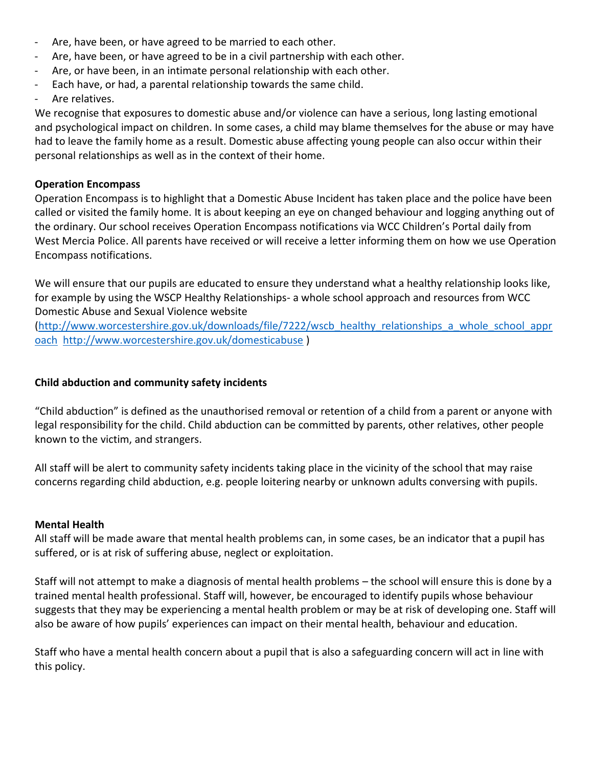- Are, have been, or have agreed to be married to each other.
- Are, have been, or have agreed to be in a civil partnership with each other.
- Are, or have been, in an intimate personal relationship with each other.
- Each have, or had, a parental relationship towards the same child.
- Are relatives.

We recognise that exposures to domestic abuse and/or violence can have a serious, long lasting emotional and psychological impact on children. In some cases, a child may blame themselves for the abuse or may have had to leave the family home as a result. Domestic abuse affecting young people can also occur within their personal relationships as well as in the context of their home.

**Operation Encompass**

Operation Encompass is to highlight that a Domestic Abuse Incident has taken place and the police have been called or visited the family home. It is about keeping an eye on changed behaviour and logging anything out of the ordinary. Our school receives Operation Encompass notifications via WCC Children's Portal daily from West Mercia Police. All parents have received or will receive a letter informing them on how we use Operation Encompass notifications.

We will ensure that our pupils are educated to ensure they understand what a healthy relationship looks like, for example by using the WSCP Healthy Relationships- a whole school approach and resources from WCC Domestic Abuse and Sexual Violence website ([http://www.worcestershire.gov.uk/downloads/file/7222/wscb_healthy_relationships_a_whole_school_approach](http://www.worcestershire.gov.uk/downloads/file/7222/wscb_healthy_relationships_a_whole_school_approach) [http://www.worcestershire.gov.uk/domesticabuse](http://www.worcestershire.gov.uk/domesticabuse) )

**Child abduction and community safety incidents**

"Child abduction" is defined as the unauthorised removal or retention of a child from a parent or anyone with legal responsibility for the child. Child abduction can be committed by parents, other relatives, other people known to the victim, and strangers.

All staff will be alert to community safety incidents taking place in the vicinity of the school that may raise concerns regarding child abduction, e.g. people loitering nearby or unknown adults conversing with pupils.

**Mental Health**

All staff will be made aware that mental health problems can, in some cases, be an indicator that a pupil has suffered, or is at risk of suffering abuse, neglect or exploitation.

Staff will not attempt to make a diagnosis of mental health problems – the school will ensure this is done by a trained mental health professional. Staff will, however, be encouraged to identify pupils whose behaviour suggests that they may be experiencing a mental health problem or may be at risk of developing one. Staff will also be aware of how pupils' experiences can impact on their mental health, behaviour and education.

Staff who have a mental health concern about a pupil that is also a safeguarding concern will act in line with this policy.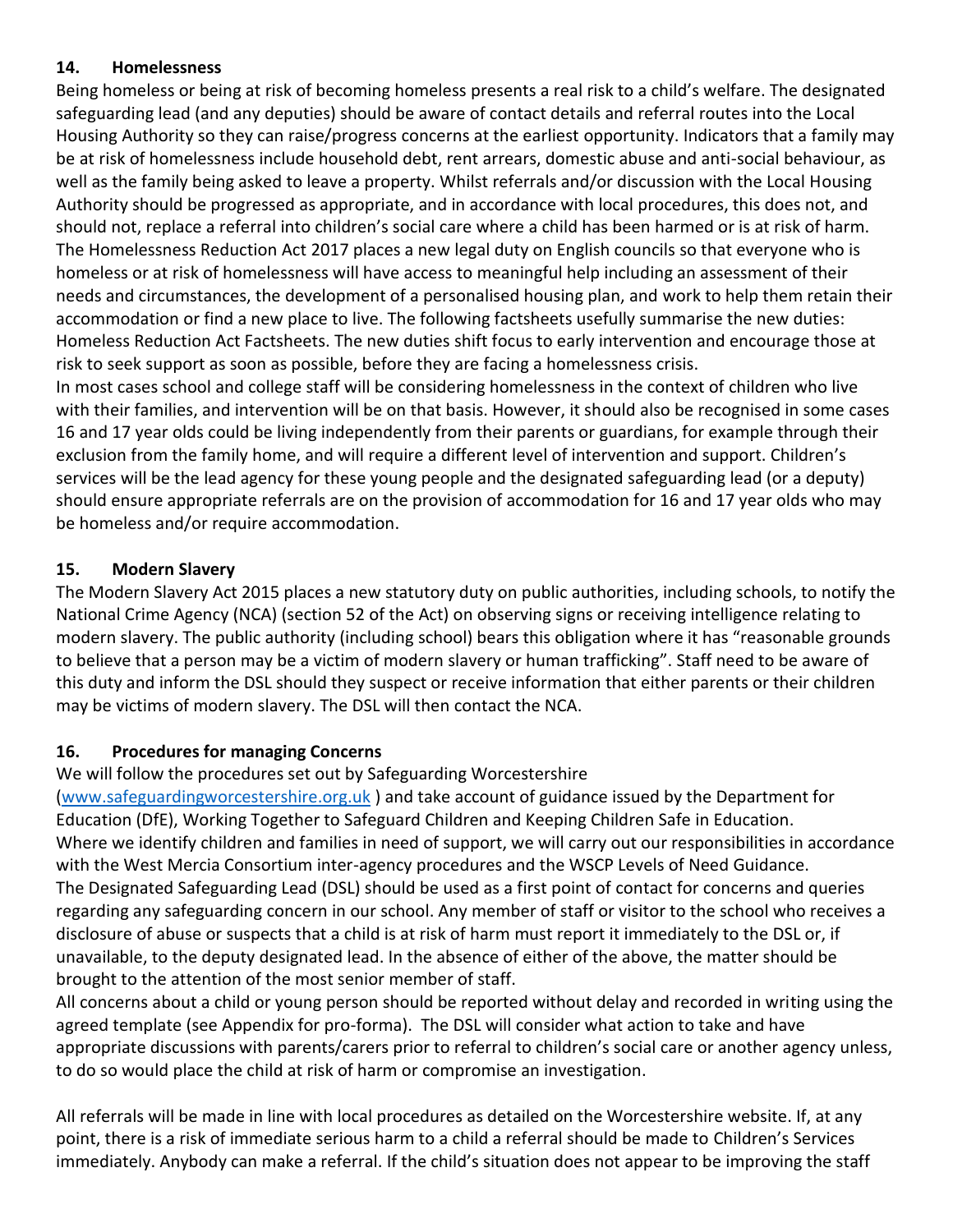## 14. Homelessness

Being homeless or being at risk of becoming homeless presents a real risk to a child's welfare. The designated safeguarding lead (and any deputies) should be aware of contact details and referral routes into the Local Housing Authority so they can raise/progress concerns at the earliest opportunity. Indicators that a family may be at risk of homelessness include household debt, rent arrears, domestic abuse and anti-social behaviour, as well as the family being asked to leave a property. Whilst referrals and/or discussion with the Local Housing Authority should be progressed as appropriate, and in accordance with local procedures, this does not, and should not, replace a referral into children's social care where a child has been harmed or is at risk of harm. The Homelessness Reduction Act 2017 places a new legal duty on English councils so that everyone who is homeless or at risk of homelessness will have access to meaningful help including an assessment of their needs and circumstances, the development of a personalised housing plan, and work to help them retain their accommodation or find a new place to live. The following factsheets usefully summarise the new duties: Homeless Reduction Act Factsheets. The new duties shift focus to early intervention and encourage those at risk to seek support as soon as possible, before they are facing a homelessness crisis.

In most cases school and college staff will be considering homelessness in the context of children who live with their families, and intervention will be on that basis. However, it should also be recognised in some cases 16 and 17 year olds could be living independently from their parents or guardians, for example through their exclusion from the family home, and will require a different level of intervention and support. Children's services will be the lead agency for these young people and the designated safeguarding lead (or a deputy) should ensure appropriate referrals are on the provision of accommodation for 16 and 17 year olds who may be homeless and/or require accommodation.

## 15. Modern Slavery

The Modern Slavery Act 2015 places a new statutory duty on public authorities, including schools, to notify the National Crime Agency (NCA) (section 52 of the Act) on observing signs or receiving intelligence relating to modern slavery. The public authority (including school) bears this obligation where it has "reasonable grounds to believe that a person may be a victim of modern slavery or human trafficking". Staff need to be aware of this duty and inform the DSL should they suspect or receive information that either parents or their children may be victims of modern slavery. The DSL will then contact the NCA.

## 16. Procedures for managing Concerns

We will follow the procedures set out by Safeguarding Worcestershire ([www.safeguardingworcestershire.org.uk](www.safeguardingworcestershire.org.uk) ) and take account of guidance issued by the Department for Education (DfE), Working Together to Safeguard Children and Keeping Children Safe in Education.

Where we identify children and families in need of support, we will carry out our responsibilities in accordance with the West Mercia Consortium inter-agency procedures and the WSCP Levels of Need Guidance.

The Designated Safeguarding Lead (DSL) should be used as a first point of contact for concerns and queries regarding any safeguarding concern in our school. Any member of staff or visitor to the school who receives a disclosure of abuse or suspects that a child is at risk of harm must report it immediately to the DSL or, if unavailable, to the deputy designated lead. In the absence of either of the above, the matter should be brought to the attention of the most senior member of staff.

All concerns about a child or young person should be reported without delay and recorded in writing using the agreed template (see Appendix for pro-forma). The DSL will consider what action to take and have appropriate discussions with parents/carers prior to referral to children's social care or another agency unless, to do so would place the child at risk of harm or compromise an investigation.

All referrals will be made in line with local procedures as detailed on the Worcestershire website. If, at any point, there is a risk of immediate serious harm to a child a referral should be made to Children's Services immediately. Anybody can make a referral. If the child's situation does not appear to be improving the staff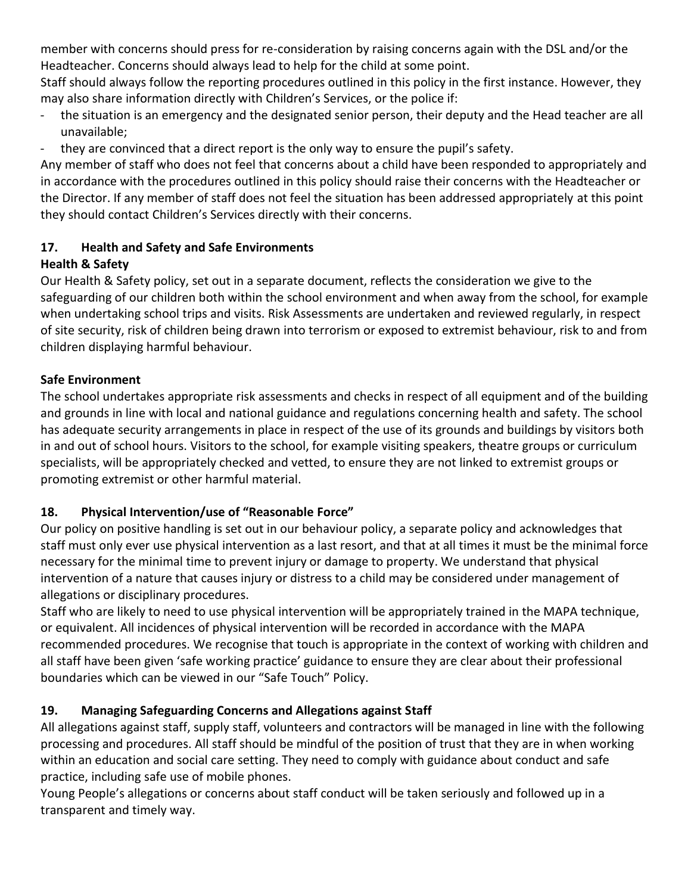member with concerns should press for re-consideration by raising concerns again with the DSL and/or the Headteacher. Concerns should always lead to help for the child at some point.

Staff should always follow the reporting procedures outlined in this policy in the first instance. However, they may also share information directly with Children's Services, or the police if:

- the situation is an emergency and the designated senior person, their deputy and the Head teacher are all unavailable;
- they are convinced that a direct report is the only way to ensure the pupil's safety.

Any member of staff who does not feel that concerns about a child have been responded to appropriately and in accordance with the procedures outlined in this policy should raise their concerns with the Headteacher or the Director. If any member of staff does not feel the situation has been addressed appropriately at this point they should contact Children's Services directly with their concerns.

## 17. Health and Safety and Safe Environments

**Health & Safety**

Our Health & Safety policy, set out in a separate document, reflects the consideration we give to the safeguarding of our children both within the school environment and when away from the school, for example when undertaking school trips and visits. Risk Assessments are undertaken and reviewed regularly, in respect of site security, risk of children being drawn into terrorism or exposed to extremist behaviour, risk to and from children displaying harmful behaviour.

**Safe Environment**

The school undertakes appropriate risk assessments and checks in respect of all equipment and of the building and grounds in line with local and national guidance and regulations concerning health and safety. The school has adequate security arrangements in place in respect of the use of its grounds and buildings by visitors both in and out of school hours. Visitors to the school, for example visiting speakers, theatre groups or curriculum specialists, will be appropriately checked and vetted, to ensure they are not linked to extremist groups or promoting extremist or other harmful material.

## 18. Physical Intervention/use of "Reasonable Force"

Our policy on positive handling is set out in our behaviour policy, a separate policy and acknowledges that staff must only ever use physical intervention as a last resort, and that at all times it must be the minimal force necessary for the minimal time to prevent injury or damage to property. We understand that physical intervention of a nature that causes injury or distress to a child may be considered under management of allegations or disciplinary procedures.

Staff who are likely to need to use physical intervention will be appropriately trained in the MAPA technique, or equivalent. All incidences of physical intervention will be recorded in accordance with the MAPA recommended procedures. We recognise that touch is appropriate in the context of working with children and all staff have been given 'safe working practice' guidance to ensure they are clear about their professional boundaries which can be viewed in our "Safe Touch" Policy.

## 19. Managing Safeguarding Concerns and Allegations against Staff

All allegations against staff, supply staff, volunteers and contractors will be managed in line with the following processing and procedures. All staff should be mindful of the position of trust that they are in when working within an education and social care setting. They need to comply with guidance about conduct and safe practice, including safe use of mobile phones.

Young People's allegations or concerns about staff conduct will be taken seriously and followed up in a transparent and timely way.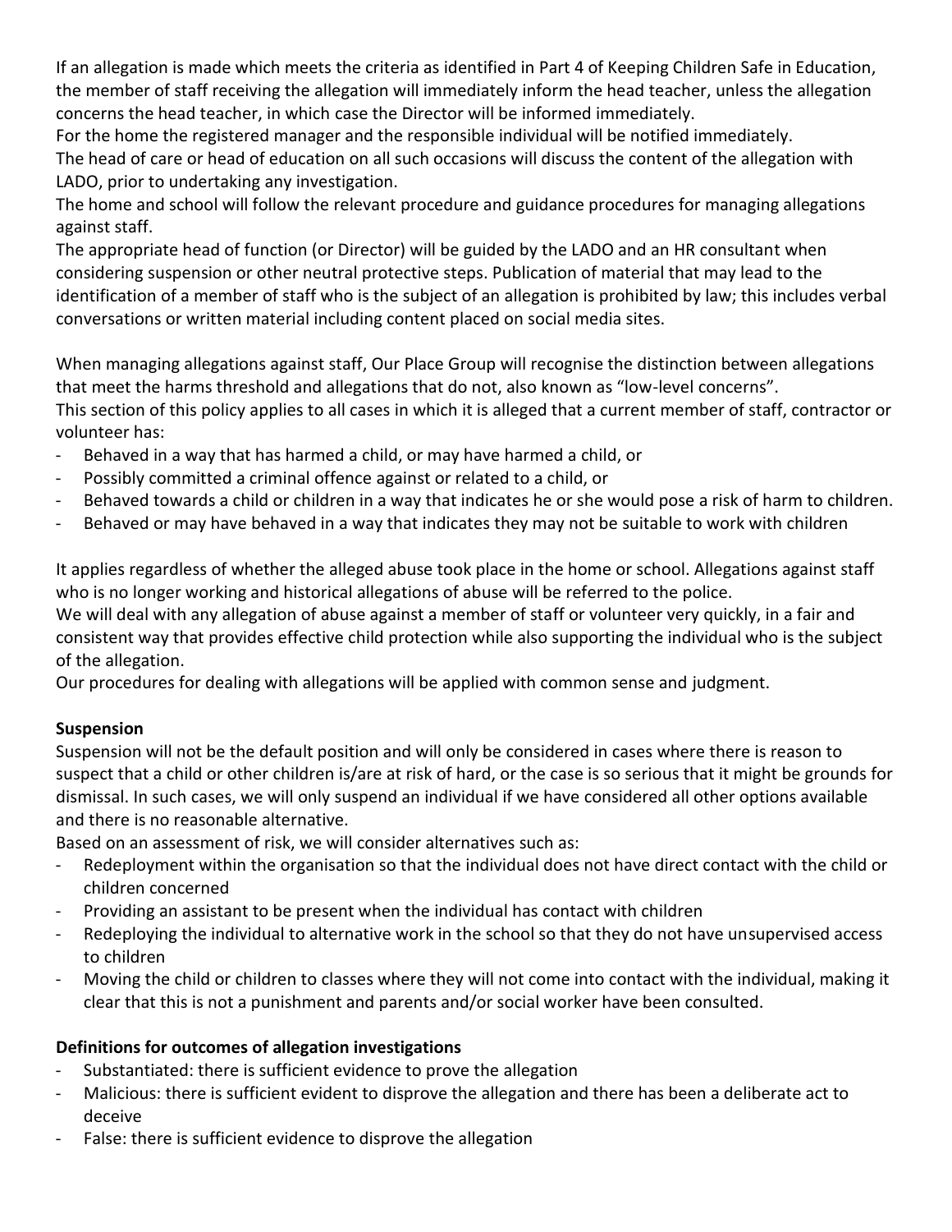If an allegation is made which meets the criteria as identified in Part 4 of Keeping Children Safe in Education, the member of staff receiving the allegation will immediately inform the head teacher, unless the allegation concerns the head teacher, in which case the Director will be informed immediately.
For the home the registered manager and the responsible individual will be notified immediately.
The head of care or head of education on all such occasions will discuss the content of the allegation with LADO, prior to undertaking any investigation.
The home and school will follow the relevant procedure and guidance procedures for managing allegations against staff.
The appropriate head of function (or Director) will be guided by the LADO and an HR consultant when considering suspension or other neutral protective steps. Publication of material that may lead to the identification of a member of staff who is the subject of an allegation is prohibited by law; this includes verbal conversations or written material including content placed on social media sites.

When managing allegations against staff, Our Place Group will recognise the distinction between allegations that meet the harms threshold and allegations that do not, also known as "low-level concerns".
This section of this policy applies to all cases in which it is alleged that a current member of staff, contractor or volunteer has:

- Behaved in a way that has harmed a child, or may have harmed a child, or
- Possibly committed a criminal offence against or related to a child, or
- Behaved towards a child or children in a way that indicates he or she would pose a risk of harm to children.
- Behaved or may have behaved in a way that indicates they may not be suitable to work with children

It applies regardless of whether the alleged abuse took place in the home or school. Allegations against staff who is no longer working and historical allegations of abuse will be referred to the police.
We will deal with any allegation of abuse against a member of staff or volunteer very quickly, in a fair and consistent way that provides effective child protection while also supporting the individual who is the subject of the allegation.
Our procedures for dealing with allegations will be applied with common sense and judgment.

**Suspension**

Suspension will not be the default position and will only be considered in cases where there is reason to suspect that a child or other children is/are at risk of hard, or the case is so serious that it might be grounds for dismissal. In such cases, we will only suspend an individual if we have considered all other options available and there is no reasonable alternative.
Based on an assessment of risk, we will consider alternatives such as:

- Redeployment within the organisation so that the individual does not have direct contact with the child or children concerned
- Providing an assistant to be present when the individual has contact with children
- Redeploying the individual to alternative work in the school so that they do not have unsupervised access to children
- Moving the child or children to classes where they will not come into contact with the individual, making it clear that this is not a punishment and parents and/or social worker have been consulted.

**Definitions for outcomes of allegation investigations**

- Substantiated: there is sufficient evidence to prove the allegation
- Malicious: there is sufficient evident to disprove the allegation and there has been a deliberate act to deceive
- False: there is sufficient evidence to disprove the allegation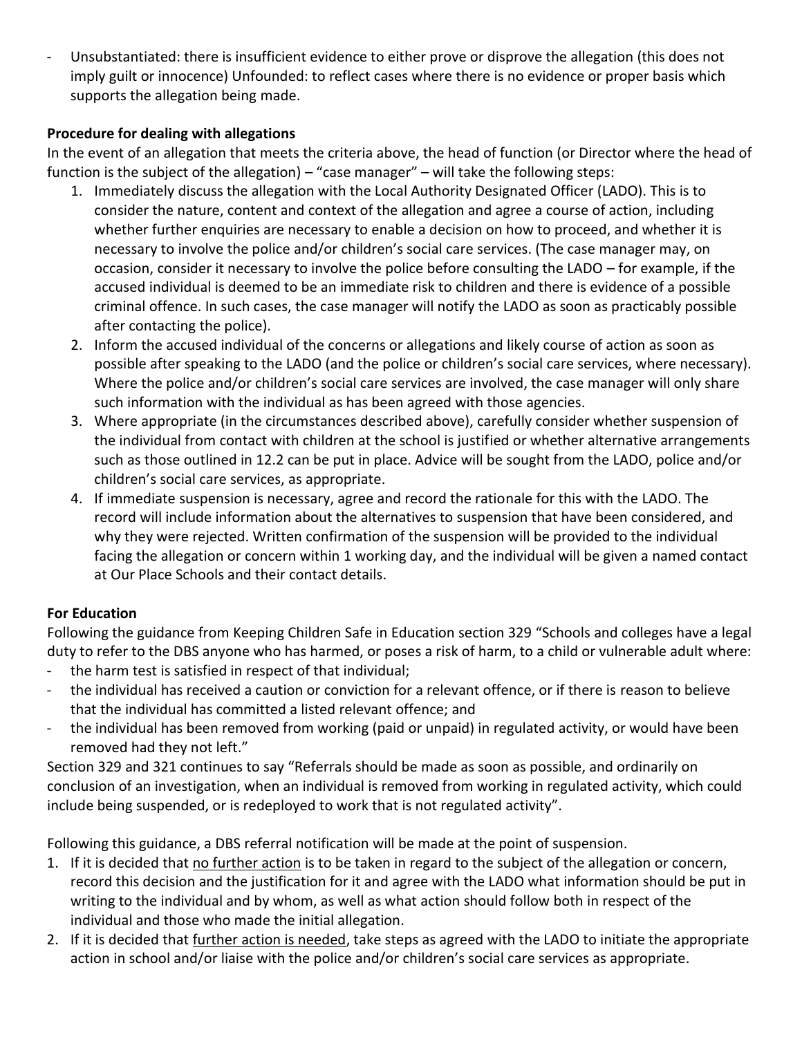- Unsubstantiated: there is insufficient evidence to either prove or disprove the allegation (this does not imply guilt or innocence) Unfounded: to reflect cases where there is no evidence or proper basis which supports the allegation being made.

**Procedure for dealing with allegations**

In the event of an allegation that meets the criteria above, the head of function (or Director where the head of function is the subject of the allegation) – "case manager" – will take the following steps:

1. Immediately discuss the allegation with the Local Authority Designated Officer (LADO). This is to consider the nature, content and context of the allegation and agree a course of action, including whether further enquiries are necessary to enable a decision on how to proceed, and whether it is necessary to involve the police and/or children's social care services. (The case manager may, on occasion, consider it necessary to involve the police before consulting the LADO – for example, if the accused individual is deemed to be an immediate risk to children and there is evidence of a possible criminal offence. In such cases, the case manager will notify the LADO as soon as practicably possible after contacting the police).
2. Inform the accused individual of the concerns or allegations and likely course of action as soon as possible after speaking to the LADO (and the police or children's social care services, where necessary). Where the police and/or children's social care services are involved, the case manager will only share such information with the individual as has been agreed with those agencies.
3. Where appropriate (in the circumstances described above), carefully consider whether suspension of the individual from contact with children at the school is justified or whether alternative arrangements such as those outlined in 12.2 can be put in place. Advice will be sought from the LADO, police and/or children's social care services, as appropriate.
4. If immediate suspension is necessary, agree and record the rationale for this with the LADO. The record will include information about the alternatives to suspension that have been considered, and why they were rejected. Written confirmation of the suspension will be provided to the individual facing the allegation or concern within 1 working day, and the individual will be given a named contact at Our Place Schools and their contact details.

**For Education**

Following the guidance from Keeping Children Safe in Education section 329 "Schools and colleges have a legal duty to refer to the DBS anyone who has harmed, or poses a risk of harm, to a child or vulnerable adult where:

- the harm test is satisfied in respect of that individual;
- the individual has received a caution or conviction for a relevant offence, or if there is reason to believe that the individual has committed a listed relevant offence; and
- the individual has been removed from working (paid or unpaid) in regulated activity, or would have been removed had they not left."

Section 329 and 321 continues to say "Referrals should be made as soon as possible, and ordinarily on conclusion of an investigation, when an individual is removed from working in regulated activity, which could include being suspended, or is redeployed to work that is not regulated activity".

Following this guidance, a DBS referral notification will be made at the point of suspension.

1. If it is decided that no further action is to be taken in regard to the subject of the allegation or concern, record this decision and the justification for it and agree with the LADO what information should be put in writing to the individual and by whom, as well as what action should follow both in respect of the individual and those who made the initial allegation.
2. If it is decided that further action is needed, take steps as agreed with the LADO to initiate the appropriate action in school and/or liaise with the police and/or children's social care services as appropriate.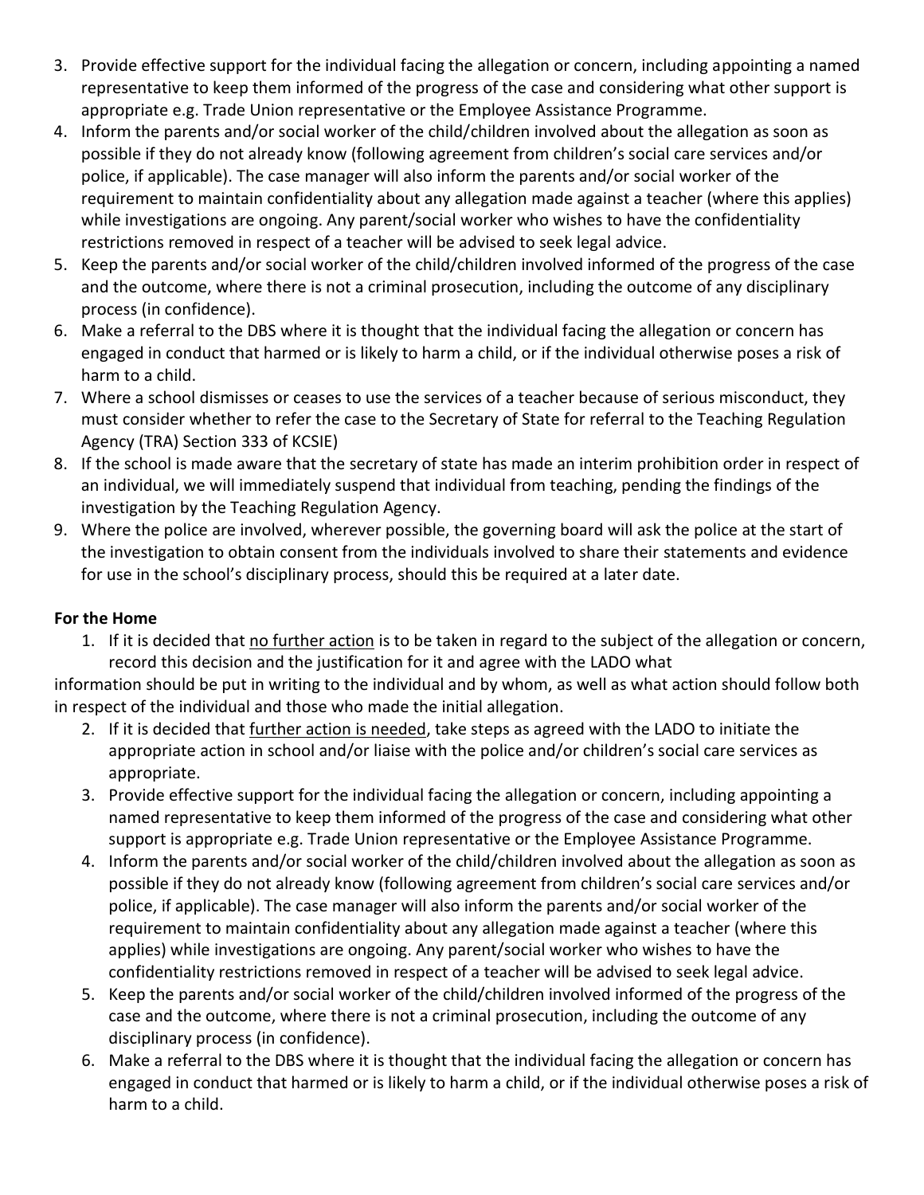3. Provide effective support for the individual facing the allegation or concern, including appointing a named representative to keep them informed of the progress of the case and considering what other support is appropriate e.g. Trade Union representative or the Employee Assistance Programme.
4. Inform the parents and/or social worker of the child/children involved about the allegation as soon as possible if they do not already know (following agreement from children's social care services and/or police, if applicable). The case manager will also inform the parents and/or social worker of the requirement to maintain confidentiality about any allegation made against a teacher (where this applies) while investigations are ongoing. Any parent/social worker who wishes to have the confidentiality restrictions removed in respect of a teacher will be advised to seek legal advice.
5. Keep the parents and/or social worker of the child/children involved informed of the progress of the case and the outcome, where there is not a criminal prosecution, including the outcome of any disciplinary process (in confidence).
6. Make a referral to the DBS where it is thought that the individual facing the allegation or concern has engaged in conduct that harmed or is likely to harm a child, or if the individual otherwise poses a risk of harm to a child.
7. Where a school dismisses or ceases to use the services of a teacher because of serious misconduct, they must consider whether to refer the case to the Secretary of State for referral to the Teaching Regulation Agency (TRA) Section 333 of KCSIE)
8. If the school is made aware that the secretary of state has made an interim prohibition order in respect of an individual, we will immediately suspend that individual from teaching, pending the findings of the investigation by the Teaching Regulation Agency.
9. Where the police are involved, wherever possible, the governing board will ask the police at the start of the investigation to obtain consent from the individuals involved to share their statements and evidence for use in the school's disciplinary process, should this be required at a later date.

**For the Home**

1. If it is decided that <u>no further action</u> is to be taken in regard to the subject of the allegation or concern, record this decision and the justification for it and agree with the LADO what information should be put in writing to the individual and by whom, as well as what action should follow both in respect of the individual and those who made the initial allegation.
2. If it is decided that <u>further action is needed</u>, take steps as agreed with the LADO to initiate the appropriate action in school and/or liaise with the police and/or children's social care services as appropriate.
3. Provide effective support for the individual facing the allegation or concern, including appointing a named representative to keep them informed of the progress of the case and considering what other support is appropriate e.g. Trade Union representative or the Employee Assistance Programme.
4. Inform the parents and/or social worker of the child/children involved about the allegation as soon as possible if they do not already know (following agreement from children's social care services and/or police, if applicable). The case manager will also inform the parents and/or social worker of the requirement to maintain confidentiality about any allegation made against a teacher (where this applies) while investigations are ongoing. Any parent/social worker who wishes to have the confidentiality restrictions removed in respect of a teacher will be advised to seek legal advice.
5. Keep the parents and/or social worker of the child/children involved informed of the progress of the case and the outcome, where there is not a criminal prosecution, including the outcome of any disciplinary process (in confidence).
6. Make a referral to the DBS where it is thought that the individual facing the allegation or concern has engaged in conduct that harmed or is likely to harm a child, or if the individual otherwise poses a risk of harm to a child.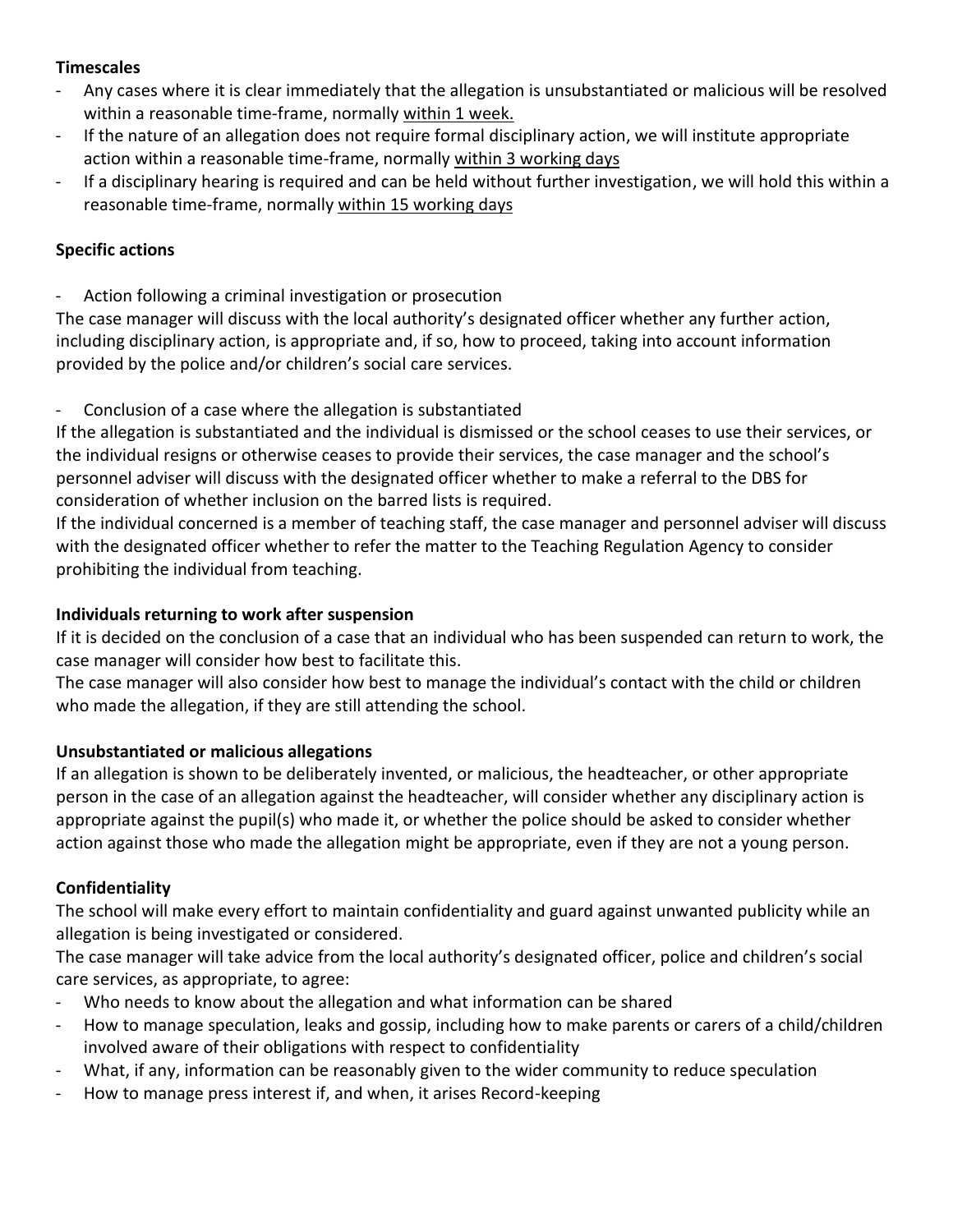**Timescales**

- Any cases where it is clear immediately that the allegation is unsubstantiated or malicious will be resolved within a reasonable time-frame, normally <u>within 1 week.</u>
- If the nature of an allegation does not require formal disciplinary action, we will institute appropriate action within a reasonable time-frame, normally <u>within 3 working days</u>
- If a disciplinary hearing is required and can be held without further investigation, we will hold this within a reasonable time-frame, normally <u>within 15 working days</u>

**Specific actions**

- Action following a criminal investigation or prosecution

The case manager will discuss with the local authority's designated officer whether any further action, including disciplinary action, is appropriate and, if so, how to proceed, taking into account information provided by the police and/or children's social care services.

- Conclusion of a case where the allegation is substantiated

If the allegation is substantiated and the individual is dismissed or the school ceases to use their services, or the individual resigns or otherwise ceases to provide their services, the case manager and the school's personnel adviser will discuss with the designated officer whether to make a referral to the DBS for consideration of whether inclusion on the barred lists is required.

If the individual concerned is a member of teaching staff, the case manager and personnel adviser will discuss with the designated officer whether to refer the matter to the Teaching Regulation Agency to consider prohibiting the individual from teaching.

**Individuals returning to work after suspension**

If it is decided on the conclusion of a case that an individual who has been suspended can return to work, the case manager will consider how best to facilitate this.

The case manager will also consider how best to manage the individual's contact with the child or children who made the allegation, if they are still attending the school.

**Unsubstantiated or malicious allegations**

If an allegation is shown to be deliberately invented, or malicious, the headteacher, or other appropriate person in the case of an allegation against the headteacher, will consider whether any disciplinary action is appropriate against the pupil(s) who made it, or whether the police should be asked to consider whether action against those who made the allegation might be appropriate, even if they are not a young person.

**Confidentiality**

The school will make every effort to maintain confidentiality and guard against unwanted publicity while an allegation is being investigated or considered.

The case manager will take advice from the local authority's designated officer, police and children's social care services, as appropriate, to agree:

- Who needs to know about the allegation and what information can be shared
- How to manage speculation, leaks and gossip, including how to make parents or carers of a child/children involved aware of their obligations with respect to confidentiality
- What, if any, information can be reasonably given to the wider community to reduce speculation
- How to manage press interest if, and when, it arises Record-keeping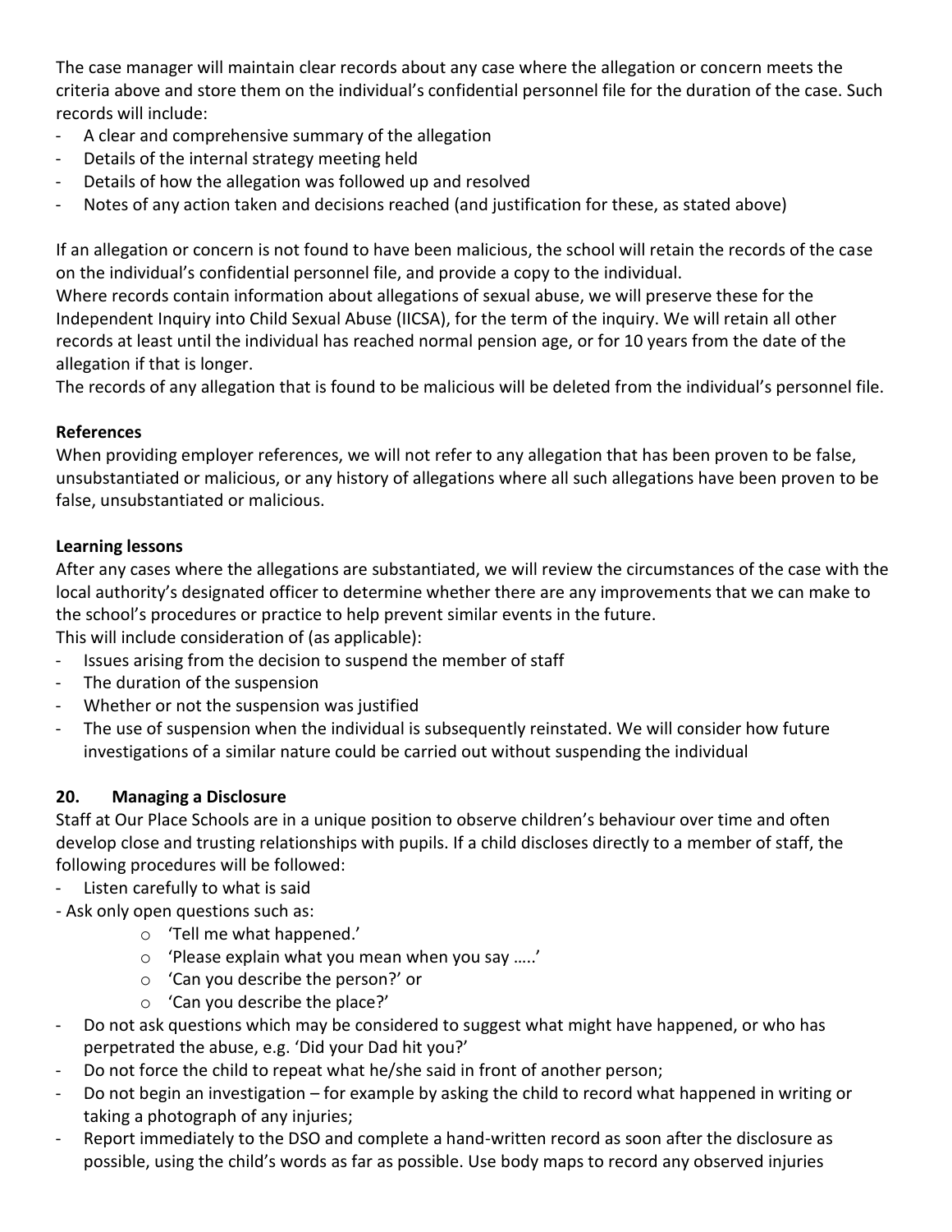The case manager will maintain clear records about any case where the allegation or concern meets the criteria above and store them on the individual's confidential personnel file for the duration of the case. Such records will include:

- A clear and comprehensive summary of the allegation
- Details of the internal strategy meeting held
- Details of how the allegation was followed up and resolved
- Notes of any action taken and decisions reached (and justification for these, as stated above)

If an allegation or concern is not found to have been malicious, the school will retain the records of the case on the individual's confidential personnel file, and provide a copy to the individual.
Where records contain information about allegations of sexual abuse, we will preserve these for the Independent Inquiry into Child Sexual Abuse (IICSA), for the term of the inquiry. We will retain all other records at least until the individual has reached normal pension age, or for 10 years from the date of the allegation if that is longer.
The records of any allegation that is found to be malicious will be deleted from the individual's personnel file.

**References**
When providing employer references, we will not refer to any allegation that has been proven to be false, unsubstantiated or malicious, or any history of allegations where all such allegations have been proven to be false, unsubstantiated or malicious.

**Learning lessons**
After any cases where the allegations are substantiated, we will review the circumstances of the case with the local authority's designated officer to determine whether there are any improvements that we can make to the school's procedures or practice to help prevent similar events in the future.
This will include consideration of (as applicable):

- Issues arising from the decision to suspend the member of staff
- The duration of the suspension
- Whether or not the suspension was justified
- The use of suspension when the individual is subsequently reinstated. We will consider how future investigations of a similar nature could be carried out without suspending the individual

## 20. Managing a Disclosure

Staff at Our Place Schools are in a unique position to observe children's behaviour over time and often develop close and trusting relationships with pupils. If a child discloses directly to a member of staff, the following procedures will be followed:

- Listen carefully to what is said
- Ask only open questions such as:
    - 'Tell me what happened.'
    - 'Please explain what you mean when you say …..'
    - 'Can you describe the person?' or
    - 'Can you describe the place?'
- Do not ask questions which may be considered to suggest what might have happened, or who has perpetrated the abuse, e.g. 'Did your Dad hit you?'
- Do not force the child to repeat what he/she said in front of another person;
- Do not begin an investigation – for example by asking the child to record what happened in writing or taking a photograph of any injuries;
- Report immediately to the DSO and complete a hand-written record as soon after the disclosure as possible, using the child's words as far as possible. Use body maps to record any observed injuries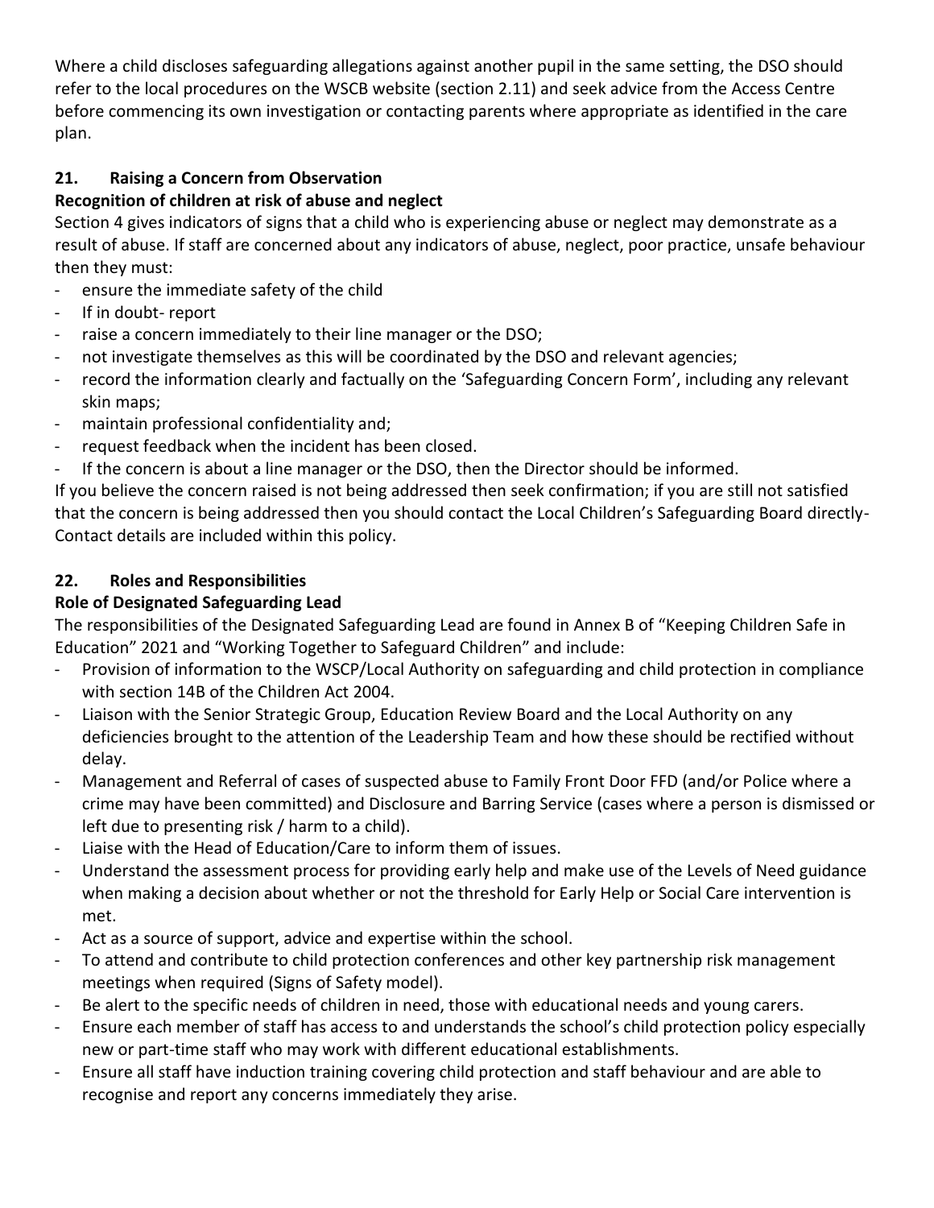Where a child discloses safeguarding allegations against another pupil in the same setting, the DSO should refer to the local procedures on the WSCB website (section 2.11) and seek advice from the Access Centre before commencing its own investigation or contacting parents where appropriate as identified in the care plan.

## 21. Raising a Concern from Observation

**Recognition of children at risk of abuse and neglect**

Section 4 gives indicators of signs that a child who is experiencing abuse or neglect may demonstrate as a result of abuse. If staff are concerned about any indicators of abuse, neglect, poor practice, unsafe behaviour then they must:

- ensure the immediate safety of the child
- If in doubt- report
- raise a concern immediately to their line manager or the DSO;
- not investigate themselves as this will be coordinated by the DSO and relevant agencies;
- record the information clearly and factually on the 'Safeguarding Concern Form', including any relevant skin maps;
- maintain professional confidentiality and;
- request feedback when the incident has been closed.
- If the concern is about a line manager or the DSO, then the Director should be informed.

If you believe the concern raised is not being addressed then seek confirmation; if you are still not satisfied that the concern is being addressed then you should contact the Local Children's Safeguarding Board directly- Contact details are included within this policy.

## 22. Roles and Responsibilities

**Role of Designated Safeguarding Lead**

The responsibilities of the Designated Safeguarding Lead are found in Annex B of "Keeping Children Safe in Education" 2021 and "Working Together to Safeguard Children" and include:

- Provision of information to the WSCP/Local Authority on safeguarding and child protection in compliance with section 14B of the Children Act 2004.
- Liaison with the Senior Strategic Group, Education Review Board and the Local Authority on any deficiencies brought to the attention of the Leadership Team and how these should be rectified without delay.
- Management and Referral of cases of suspected abuse to Family Front Door FFD (and/or Police where a crime may have been committed) and Disclosure and Barring Service (cases where a person is dismissed or left due to presenting risk / harm to a child).
- Liaise with the Head of Education/Care to inform them of issues.
- Understand the assessment process for providing early help and make use of the Levels of Need guidance when making a decision about whether or not the threshold for Early Help or Social Care intervention is met.
- Act as a source of support, advice and expertise within the school.
- To attend and contribute to child protection conferences and other key partnership risk management meetings when required (Signs of Safety model).
- Be alert to the specific needs of children in need, those with educational needs and young carers.
- Ensure each member of staff has access to and understands the school's child protection policy especially new or part-time staff who may work with different educational establishments.
- Ensure all staff have induction training covering child protection and staff behaviour and are able to recognise and report any concerns immediately they arise.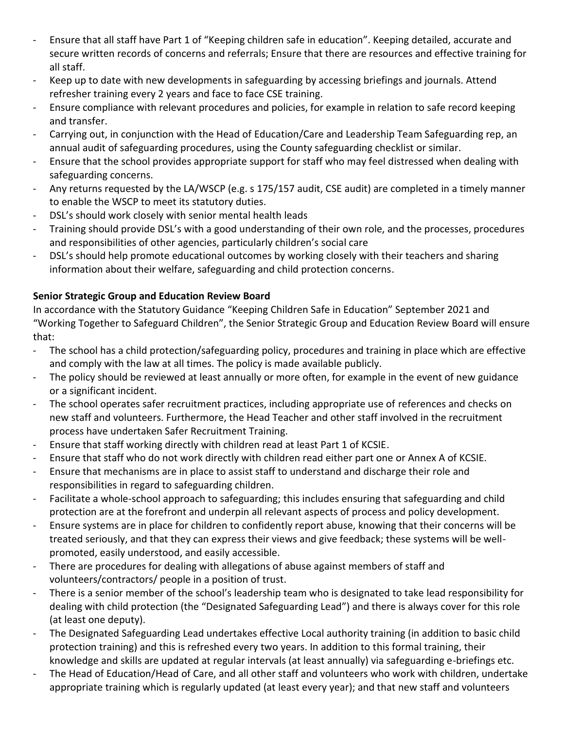- Ensure that all staff have Part 1 of "Keeping children safe in education". Keeping detailed, accurate and secure written records of concerns and referrals; Ensure that there are resources and effective training for all staff.
- Keep up to date with new developments in safeguarding by accessing briefings and journals. Attend refresher training every 2 years and face to face CSE training.
- Ensure compliance with relevant procedures and policies, for example in relation to safe record keeping and transfer.
- Carrying out, in conjunction with the Head of Education/Care and Leadership Team Safeguarding rep, an annual audit of safeguarding procedures, using the County safeguarding checklist or similar.
- Ensure that the school provides appropriate support for staff who may feel distressed when dealing with safeguarding concerns.
- Any returns requested by the LA/WSCP (e.g. s 175/157 audit, CSE audit) are completed in a timely manner to enable the WSCP to meet its statutory duties.
- DSL's should work closely with senior mental health leads
- Training should provide DSL's with a good understanding of their own role, and the processes, procedures and responsibilities of other agencies, particularly children's social care
- DSL's should help promote educational outcomes by working closely with their teachers and sharing information about their welfare, safeguarding and child protection concerns.

**Senior Strategic Group and Education Review Board**

In accordance with the Statutory Guidance "Keeping Children Safe in Education" September 2021 and "Working Together to Safeguard Children", the Senior Strategic Group and Education Review Board will ensure that:

- The school has a child protection/safeguarding policy, procedures and training in place which are effective and comply with the law at all times. The policy is made available publicly.
- The policy should be reviewed at least annually or more often, for example in the event of new guidance or a significant incident.
- The school operates safer recruitment practices, including appropriate use of references and checks on new staff and volunteers. Furthermore, the Head Teacher and other staff involved in the recruitment process have undertaken Safer Recruitment Training.
- Ensure that staff working directly with children read at least Part 1 of KCSIE.
- Ensure that staff who do not work directly with children read either part one or Annex A of KCSIE.
- Ensure that mechanisms are in place to assist staff to understand and discharge their role and responsibilities in regard to safeguarding children.
- Facilitate a whole-school approach to safeguarding; this includes ensuring that safeguarding and child protection are at the forefront and underpin all relevant aspects of process and policy development.
- Ensure systems are in place for children to confidently report abuse, knowing that their concerns will be treated seriously, and that they can express their views and give feedback; these systems will be well-promoted, easily understood, and easily accessible.
- There are procedures for dealing with allegations of abuse against members of staff and volunteers/contractors/ people in a position of trust.
- There is a senior member of the school's leadership team who is designated to take lead responsibility for dealing with child protection (the "Designated Safeguarding Lead") and there is always cover for this role (at least one deputy).
- The Designated Safeguarding Lead undertakes effective Local authority training (in addition to basic child protection training) and this is refreshed every two years. In addition to this formal training, their knowledge and skills are updated at regular intervals (at least annually) via safeguarding e-briefings etc.
- The Head of Education/Head of Care, and all other staff and volunteers who work with children, undertake appropriate training which is regularly updated (at least every year); and that new staff and volunteers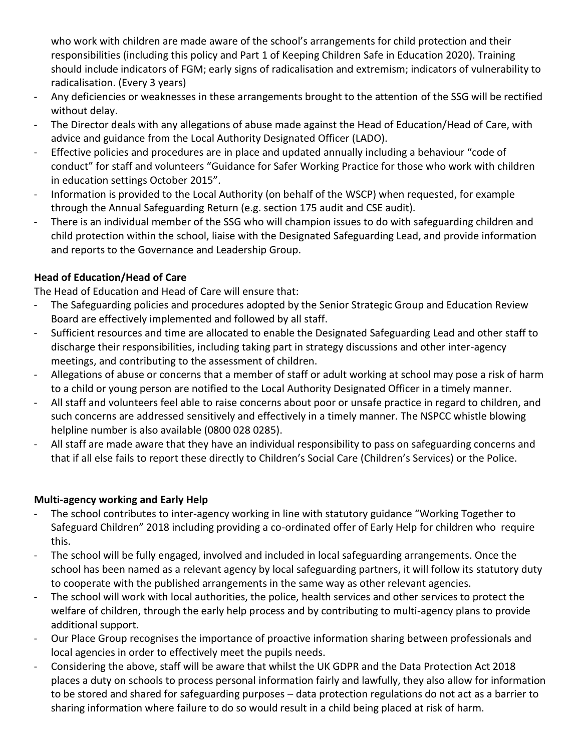who work with children are made aware of the school's arrangements for child protection and their responsibilities (including this policy and Part 1 of Keeping Children Safe in Education 2020). Training should include indicators of FGM; early signs of radicalisation and extremism; indicators of vulnerability to radicalisation. (Every 3 years)

- Any deficiencies or weaknesses in these arrangements brought to the attention of the SSG will be rectified without delay.
- The Director deals with any allegations of abuse made against the Head of Education/Head of Care, with advice and guidance from the Local Authority Designated Officer (LADO).
- Effective policies and procedures are in place and updated annually including a behaviour "code of conduct" for staff and volunteers "Guidance for Safer Working Practice for those who work with children in education settings October 2015".
- Information is provided to the Local Authority (on behalf of the WSCP) when requested, for example through the Annual Safeguarding Return (e.g. section 175 audit and CSE audit).
- There is an individual member of the SSG who will champion issues to do with safeguarding children and child protection within the school, liaise with the Designated Safeguarding Lead, and provide information and reports to the Governance and Leadership Group.

**Head of Education/Head of Care**

The Head of Education and Head of Care will ensure that:

- The Safeguarding policies and procedures adopted by the Senior Strategic Group and Education Review Board are effectively implemented and followed by all staff.
- Sufficient resources and time are allocated to enable the Designated Safeguarding Lead and other staff to discharge their responsibilities, including taking part in strategy discussions and other inter-agency meetings, and contributing to the assessment of children.
- Allegations of abuse or concerns that a member of staff or adult working at school may pose a risk of harm to a child or young person are notified to the Local Authority Designated Officer in a timely manner.
- All staff and volunteers feel able to raise concerns about poor or unsafe practice in regard to children, and such concerns are addressed sensitively and effectively in a timely manner. The NSPCC whistle blowing helpline number is also available (0800 028 0285).
- All staff are made aware that they have an individual responsibility to pass on safeguarding concerns and that if all else fails to report these directly to Children's Social Care (Children's Services) or the Police.

**Multi-agency working and Early Help**

- The school contributes to inter-agency working in line with statutory guidance "Working Together to Safeguard Children" 2018 including providing a co-ordinated offer of Early Help for children who require this.
- The school will be fully engaged, involved and included in local safeguarding arrangements. Once the school has been named as a relevant agency by local safeguarding partners, it will follow its statutory duty to cooperate with the published arrangements in the same way as other relevant agencies.
- The school will work with local authorities, the police, health services and other services to protect the welfare of children, through the early help process and by contributing to multi-agency plans to provide additional support.
- Our Place Group recognises the importance of proactive information sharing between professionals and local agencies in order to effectively meet the pupils needs.
- Considering the above, staff will be aware that whilst the UK GDPR and the Data Protection Act 2018 places a duty on schools to process personal information fairly and lawfully, they also allow for information to be stored and shared for safeguarding purposes – data protection regulations do not act as a barrier to sharing information where failure to do so would result in a child being placed at risk of harm.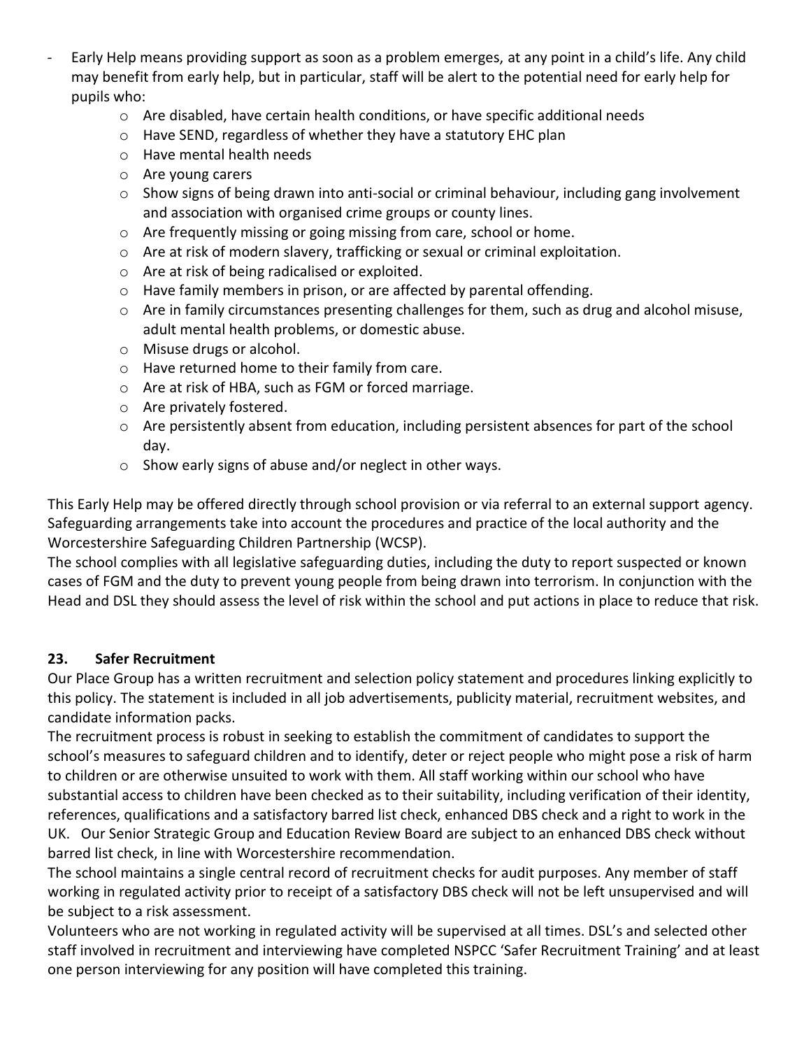- Early Help means providing support as soon as a problem emerges, at any point in a child's life. Any child may benefit from early help, but in particular, staff will be alert to the potential need for early help for pupils who:
    - Are disabled, have certain health conditions, or have specific additional needs
    - Have SEND, regardless of whether they have a statutory EHC plan
    - Have mental health needs
    - Are young carers
    - Show signs of being drawn into anti-social or criminal behaviour, including gang involvement and association with organised crime groups or county lines.
    - Are frequently missing or going missing from care, school or home.
    - Are at risk of modern slavery, trafficking or sexual or criminal exploitation.
    - Are at risk of being radicalised or exploited.
    - Have family members in prison, or are affected by parental offending.
    - Are in family circumstances presenting challenges for them, such as drug and alcohol misuse, adult mental health problems, or domestic abuse.
    - Misuse drugs or alcohol.
    - Have returned home to their family from care.
    - Are at risk of HBA, such as FGM or forced marriage.
    - Are privately fostered.
    - Are persistently absent from education, including persistent absences for part of the school day.
    - Show early signs of abuse and/or neglect in other ways.

This Early Help may be offered directly through school provision or via referral to an external support agency. Safeguarding arrangements take into account the procedures and practice of the local authority and the Worcestershire Safeguarding Children Partnership (WCSP).

The school complies with all legislative safeguarding duties, including the duty to report suspected or known cases of FGM and the duty to prevent young people from being drawn into terrorism. In conjunction with the Head and DSL they should assess the level of risk within the school and put actions in place to reduce that risk.

## 23. Safer Recruitment

Our Place Group has a written recruitment and selection policy statement and procedures linking explicitly to this policy. The statement is included in all job advertisements, publicity material, recruitment websites, and candidate information packs.

The recruitment process is robust in seeking to establish the commitment of candidates to support the school's measures to safeguard children and to identify, deter or reject people who might pose a risk of harm to children or are otherwise unsuited to work with them. All staff working within our school who have substantial access to children have been checked as to their suitability, including verification of their identity, references, qualifications and a satisfactory barred list check, enhanced DBS check and a right to work in the UK. Our Senior Strategic Group and Education Review Board are subject to an enhanced DBS check without barred list check, in line with Worcestershire recommendation.

The school maintains a single central record of recruitment checks for audit purposes. Any member of staff working in regulated activity prior to receipt of a satisfactory DBS check will not be left unsupervised and will be subject to a risk assessment.

Volunteers who are not working in regulated activity will be supervised at all times. DSL's and selected other staff involved in recruitment and interviewing have completed NSPCC 'Safer Recruitment Training' and at least one person interviewing for any position will have completed this training.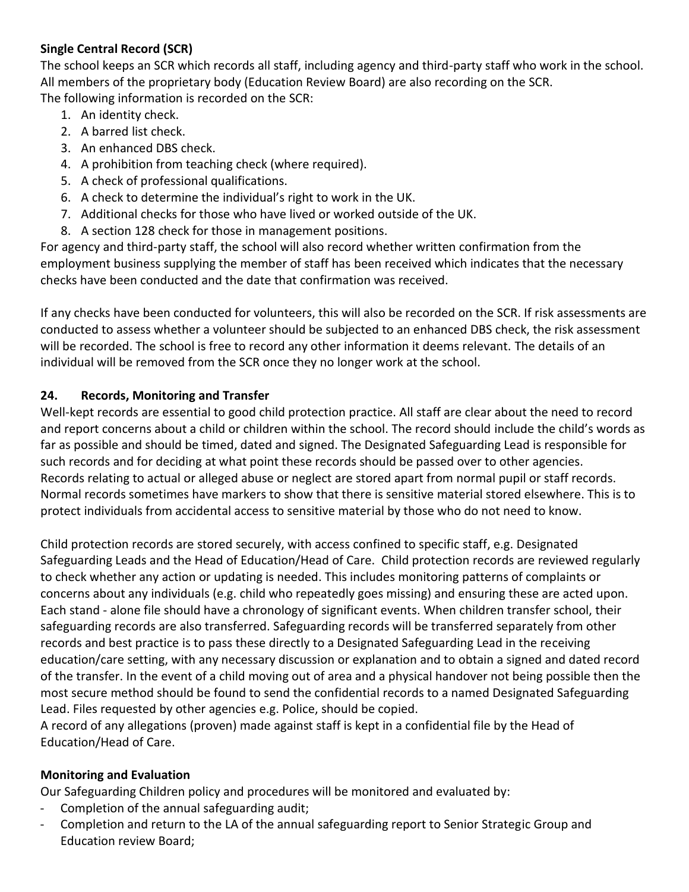**Single Central Record (SCR)**

The school keeps an SCR which records all staff, including agency and third-party staff who work in the school. All members of the proprietary body (Education Review Board) are also recording on the SCR.

The following information is recorded on the SCR:

1. An identity check.
2. A barred list check.
3. An enhanced DBS check.
4. A prohibition from teaching check (where required).
5. A check of professional qualifications.
6. A check to determine the individual's right to work in the UK.
7. Additional checks for those who have lived or worked outside of the UK.
8. A section 128 check for those in management positions.

For agency and third-party staff, the school will also record whether written confirmation from the employment business supplying the member of staff has been received which indicates that the necessary checks have been conducted and the date that confirmation was received.

If any checks have been conducted for volunteers, this will also be recorded on the SCR. If risk assessments are conducted to assess whether a volunteer should be subjected to an enhanced DBS check, the risk assessment will be recorded. The school is free to record any other information it deems relevant. The details of an individual will be removed from the SCR once they no longer work at the school.

## 24. Records, Monitoring and Transfer

Well-kept records are essential to good child protection practice. All staff are clear about the need to record and report concerns about a child or children within the school. The record should include the child's words as far as possible and should be timed, dated and signed. The Designated Safeguarding Lead is responsible for such records and for deciding at what point these records should be passed over to other agencies. Records relating to actual or alleged abuse or neglect are stored apart from normal pupil or staff records. Normal records sometimes have markers to show that there is sensitive material stored elsewhere. This is to protect individuals from accidental access to sensitive material by those who do not need to know.

Child protection records are stored securely, with access confined to specific staff, e.g. Designated Safeguarding Leads and the Head of Education/Head of Care. Child protection records are reviewed regularly to check whether any action or updating is needed. This includes monitoring patterns of complaints or concerns about any individuals (e.g. child who repeatedly goes missing) and ensuring these are acted upon. Each stand - alone file should have a chronology of significant events. When children transfer school, their safeguarding records are also transferred. Safeguarding records will be transferred separately from other records and best practice is to pass these directly to a Designated Safeguarding Lead in the receiving education/care setting, with any necessary discussion or explanation and to obtain a signed and dated record of the transfer. In the event of a child moving out of area and a physical handover not being possible then the most secure method should be found to send the confidential records to a named Designated Safeguarding Lead. Files requested by other agencies e.g. Police, should be copied.

A record of any allegations (proven) made against staff is kept in a confidential file by the Head of Education/Head of Care.

**Monitoring and Evaluation**

Our Safeguarding Children policy and procedures will be monitored and evaluated by:

- Completion of the annual safeguarding audit;
- Completion and return to the LA of the annual safeguarding report to Senior Strategic Group and Education review Board;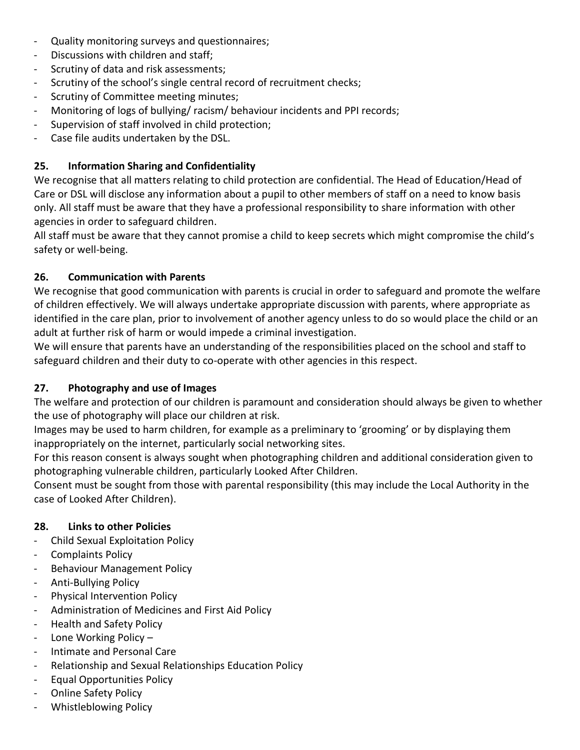- Quality monitoring surveys and questionnaires;
- Discussions with children and staff;
- Scrutiny of data and risk assessments;
- Scrutiny of the school's single central record of recruitment checks;
- Scrutiny of Committee meeting minutes;
- Monitoring of logs of bullying/ racism/ behaviour incidents and PPI records;
- Supervision of staff involved in child protection;
- Case file audits undertaken by the DSL.

## 25. Information Sharing and Confidentiality

We recognise that all matters relating to child protection are confidential. The Head of Education/Head of Care or DSL will disclose any information about a pupil to other members of staff on a need to know basis only. All staff must be aware that they have a professional responsibility to share information with other agencies in order to safeguard children.

All staff must be aware that they cannot promise a child to keep secrets which might compromise the child's safety or well-being.

## 26. Communication with Parents

We recognise that good communication with parents is crucial in order to safeguard and promote the welfare of children effectively. We will always undertake appropriate discussion with parents, where appropriate as identified in the care plan, prior to involvement of another agency unless to do so would place the child or an adult at further risk of harm or would impede a criminal investigation.

We will ensure that parents have an understanding of the responsibilities placed on the school and staff to safeguard children and their duty to co-operate with other agencies in this respect.

## 27. Photography and use of Images

The welfare and protection of our children is paramount and consideration should always be given to whether the use of photography will place our children at risk.

Images may be used to harm children, for example as a preliminary to 'grooming' or by displaying them inappropriately on the internet, particularly social networking sites.

For this reason consent is always sought when photographing children and additional consideration given to photographing vulnerable children, particularly Looked After Children.

Consent must be sought from those with parental responsibility (this may include the Local Authority in the case of Looked After Children).

## 28. Links to other Policies

- Child Sexual Exploitation Policy
- Complaints Policy
- Behaviour Management Policy
- Anti-Bullying Policy
- Physical Intervention Policy
- Administration of Medicines and First Aid Policy
- Health and Safety Policy
- Lone Working Policy –
- Intimate and Personal Care
- Relationship and Sexual Relationships Education Policy
- Equal Opportunities Policy
- Online Safety Policy
- Whistleblowing Policy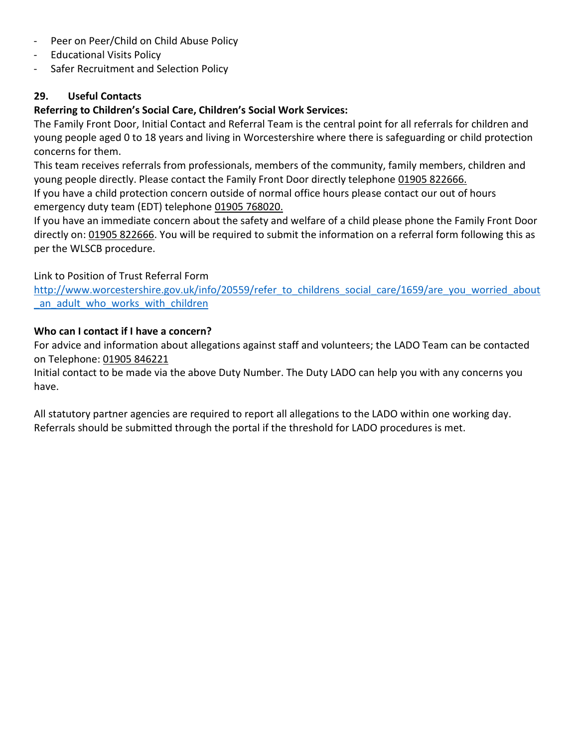- Peer on Peer/Child on Child Abuse Policy
- Educational Visits Policy
- Safer Recruitment and Selection Policy

## 29. Useful Contacts

**Referring to Children's Social Care, Children's Social Work Services:**

The Family Front Door, Initial Contact and Referral Team is the central point for all referrals for children and young people aged 0 to 18 years and living in Worcestershire where there is safeguarding or child protection concerns for them.

This team receives referrals from professionals, members of the community, family members, children and young people directly. Please contact the Family Front Door directly telephone 01905 822666.

If you have a child protection concern outside of normal office hours please contact our out of hours emergency duty team (EDT) telephone 01905 768020.

If you have an immediate concern about the safety and welfare of a child please phone the Family Front Door directly on: 01905 822666. You will be required to submit the information on a referral form following this as per the WLSCB procedure.

Link to Position of Trust Referral Form
http://www.worcestershire.gov.uk/info/20559/refer_to_childrens_social_care/1659/are_you_worried_about_an_adult_who_works_with_children

**Who can I contact if I have a concern?**

For advice and information about allegations against staff and volunteers; the LADO Team can be contacted on Telephone: 01905 846221

Initial contact to be made via the above Duty Number. The Duty LADO can help you with any concerns you have.

All statutory partner agencies are required to report all allegations to the LADO within one working day. Referrals should be submitted through the portal if the threshold for LADO procedures is met.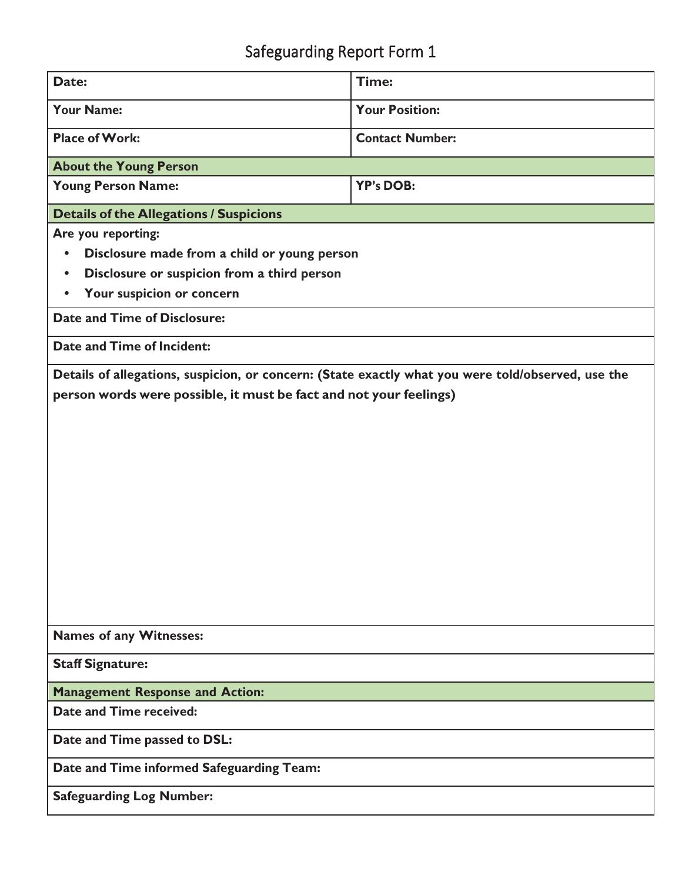# Safeguarding Report Form 1

| **Date:** | **Time:** |
|---|---|
| **Your Name:** | **Your Position:** |
| **Place of Work:** | **Contact Number:** |
| **About the Young Person** | |
| **Young Person Name:** | **YP's DOB:** |
| **Details of the Allegations / Suspicions** | |
| **Are you reporting:**<br>• **Disclosure made from a child or young person**<br>• **Disclosure or suspicion from a third person**<br>• **Your suspicion or concern** | |
| **Date and Time of Disclosure:** | |
| **Date and Time of Incident:** | |
| **Details of allegations, suspicion, or concern: (State exactly what you were told/observed, use the person words were possible, it must be fact and not your feelings)** | |
| **Names of any Witnesses:** | |
| **Staff Signature:** | |
| **Management Response and Action:** | |
| **Date and Time received:** | |
| **Date and Time passed to DSL:** | |
| **Date and Time informed Safeguarding Team:** | |
| **Safeguarding Log Number:** | |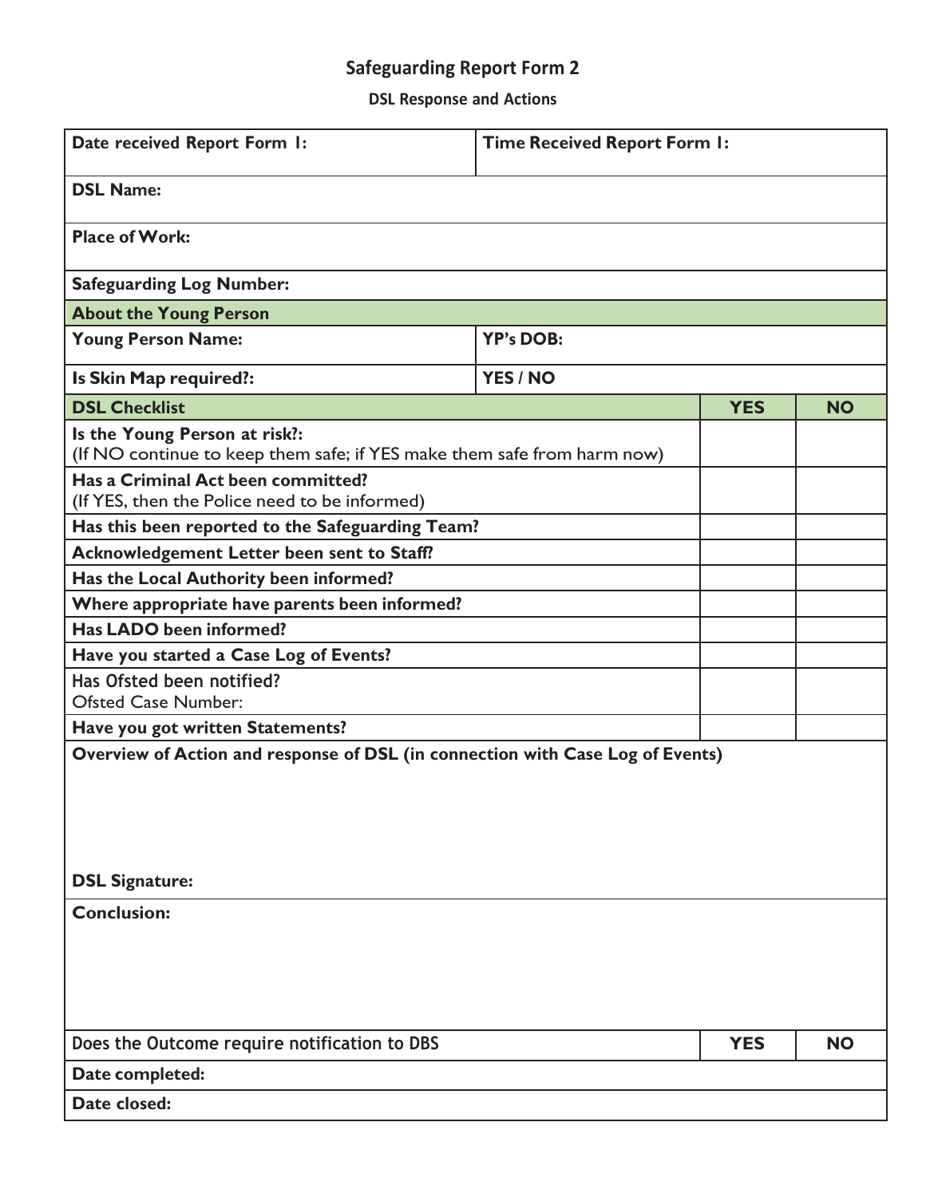## Safeguarding Report Form 2

### DSL Response and Actions

| **Date received Report Form 1:** | **Time Received Report Form 1:** | | |
|---|---|---|---|
| **DSL Name:** | | | |
| **Place of Work:** | | | |
| **Safeguarding Log Number:** | | | |
| **About the Young Person** | | | |
| **Young Person Name:** | **YP's DOB:** | | |
| **Is Skin Map required?:** | **YES / NO** | | |
| **DSL Checklist** | | **YES** | **NO** |
| **Is the Young Person at risk?:** (If NO continue to keep them safe; if YES make them safe from harm now) | | | |
| **Has a Criminal Act been committed?** (If YES, then the Police need to be informed) | | | |
| **Has this been reported to the Safeguarding Team?** | | | |
| **Acknowledgement Letter been sent to Staff?** | | | |
| **Has the Local Authority been informed?** | | | |
| **Where appropriate have parents been informed?** | | | |
| **Has LADO been informed?** | | | |
| **Have you started a Case Log of Events?** | | | |
| Has Ofsted been notified? Ofsted Case Number: | | | |
| **Have you got written Statements?** | | | |
| **Overview of Action and response of DSL (in connection with Case Log of Events)** **DSL Signature:** | | | |
| **Conclusion:** | | | |
| Does the Outcome require notification to DBS | | **YES** | **NO** |
| **Date completed:** | | | |
| **Date closed:** | | | |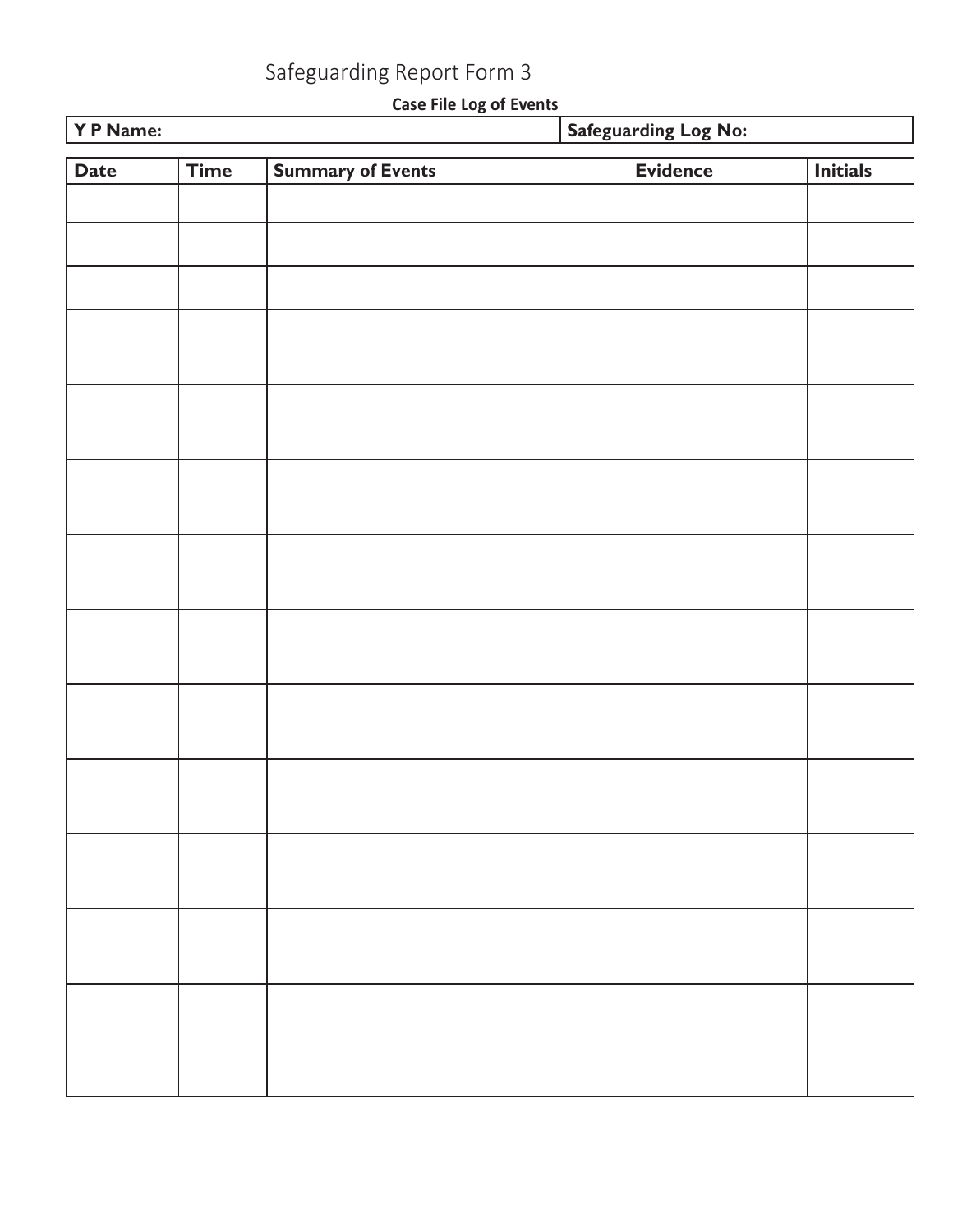# Safeguarding Report Form 3

**Case File Log of Events**

| Y P Name: | Safeguarding Log No: |
|---|---|

| Date | Time | Summary of Events | Evidence | Initials |
|---|---|---|---|---|
| | | | | |
| | | | | |
| | | | | |
| | | | | |
| | | | | |
| | | | | |
| | | | | |
| | | | | |
| | | | | |
| | | | | |
| | | | | |
| | | | | |
| | | | | |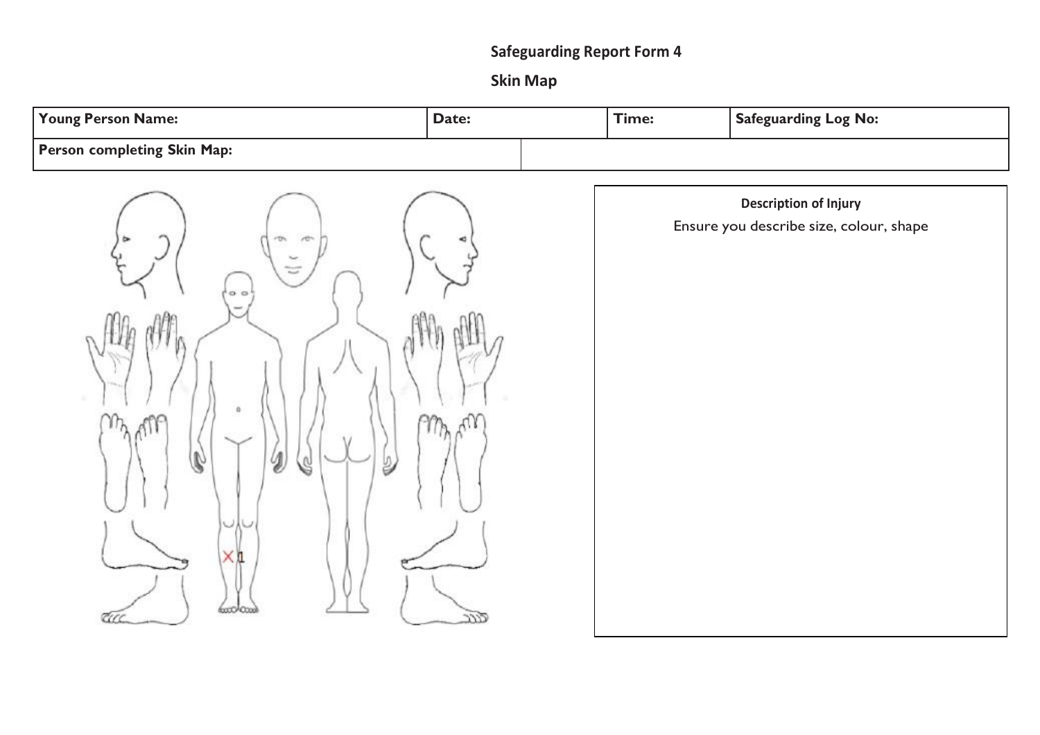# Safeguarding Report Form 4

## Skin Map

| Young Person Name: | Date: | Time: | Safeguarding Log No: |
| --- | --- | --- | --- |
| Person completing Skin Map: | | | |

X 1

**Description of Injury**

Ensure you describe size, colour, shape